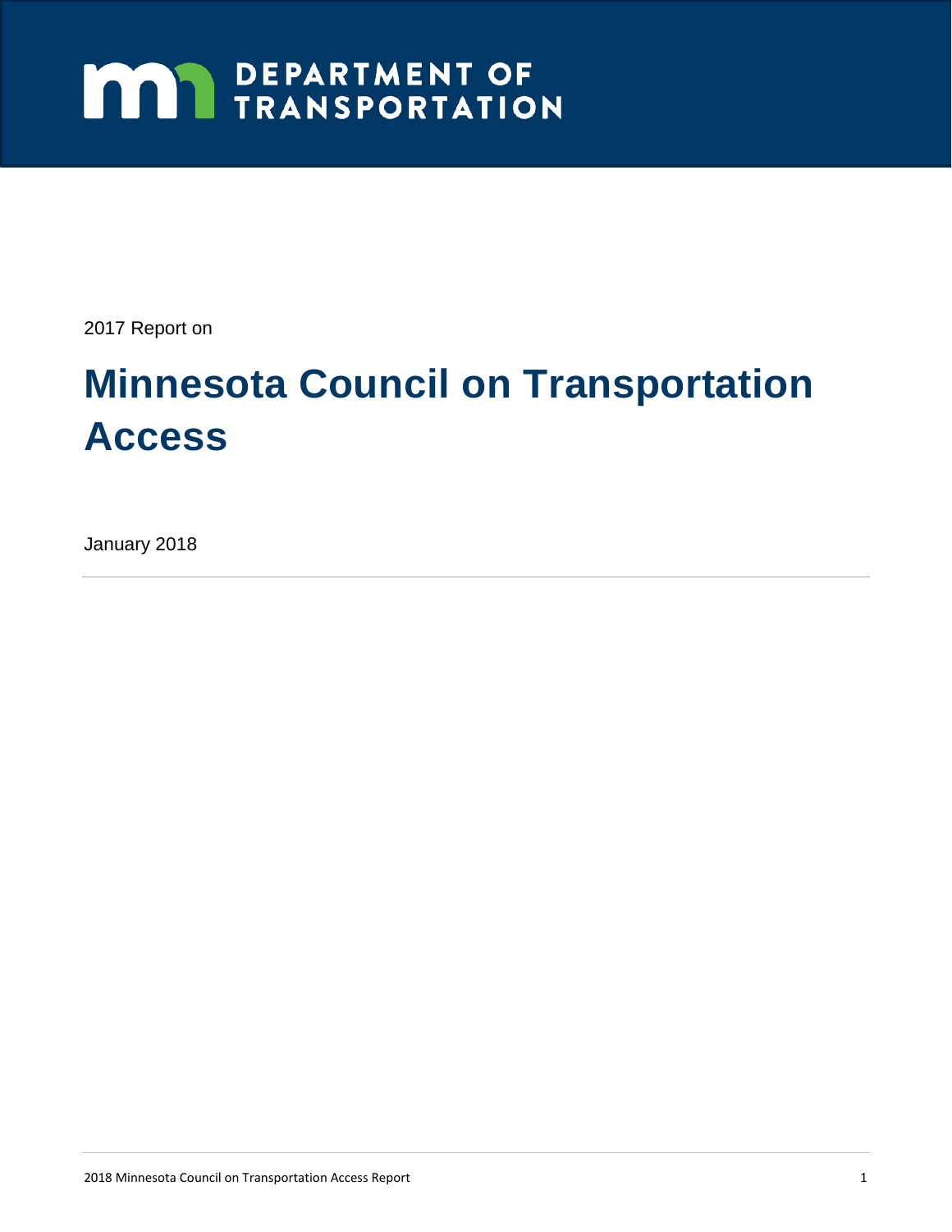DEPARTMENT OF TRANSPORTATION

2017 Report on

# Minnesota Council on Transportation Access

January 2018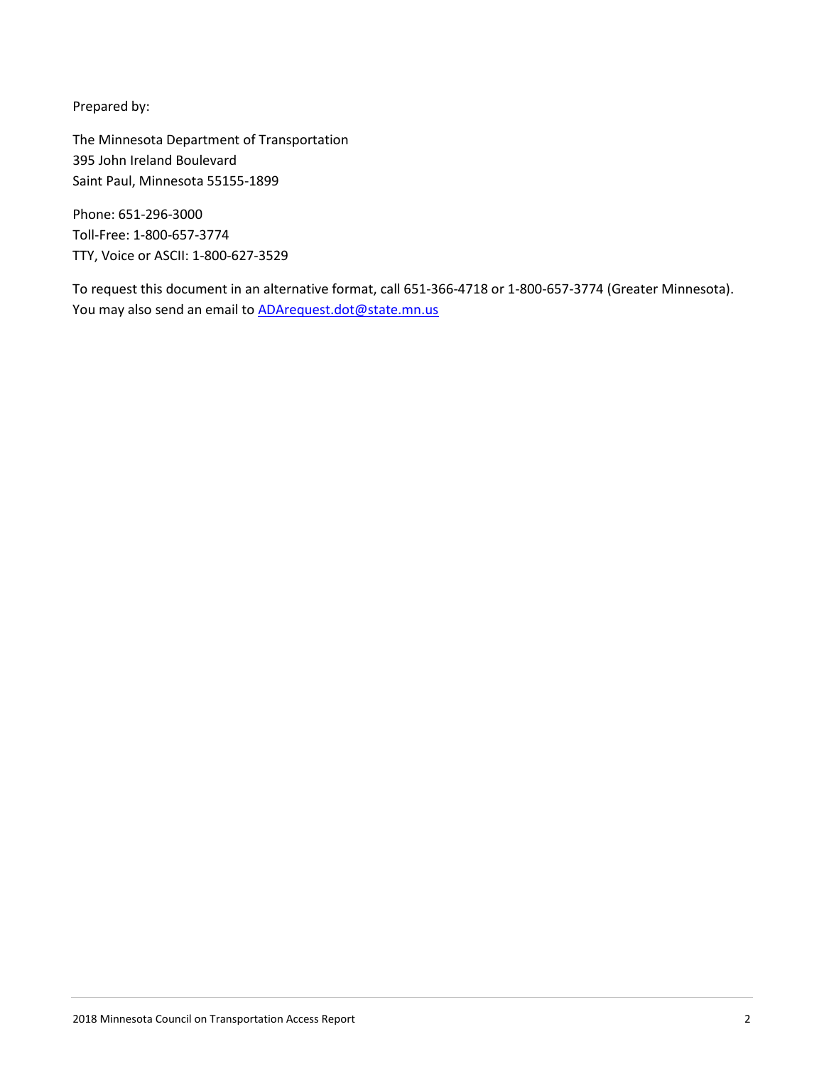Prepared by:

The Minnesota Department of Transportation
395 John Ireland Boulevard
Saint Paul, Minnesota 55155-1899

Phone: 651-296-3000
Toll-Free: 1-800-657-3774
TTY, Voice or ASCII: 1-800-627-3529

To request this document in an alternative format, call 651-366-4718 or 1-800-657-3774 (Greater Minnesota). You may also send an email to ADArequest.dot@state.mn.us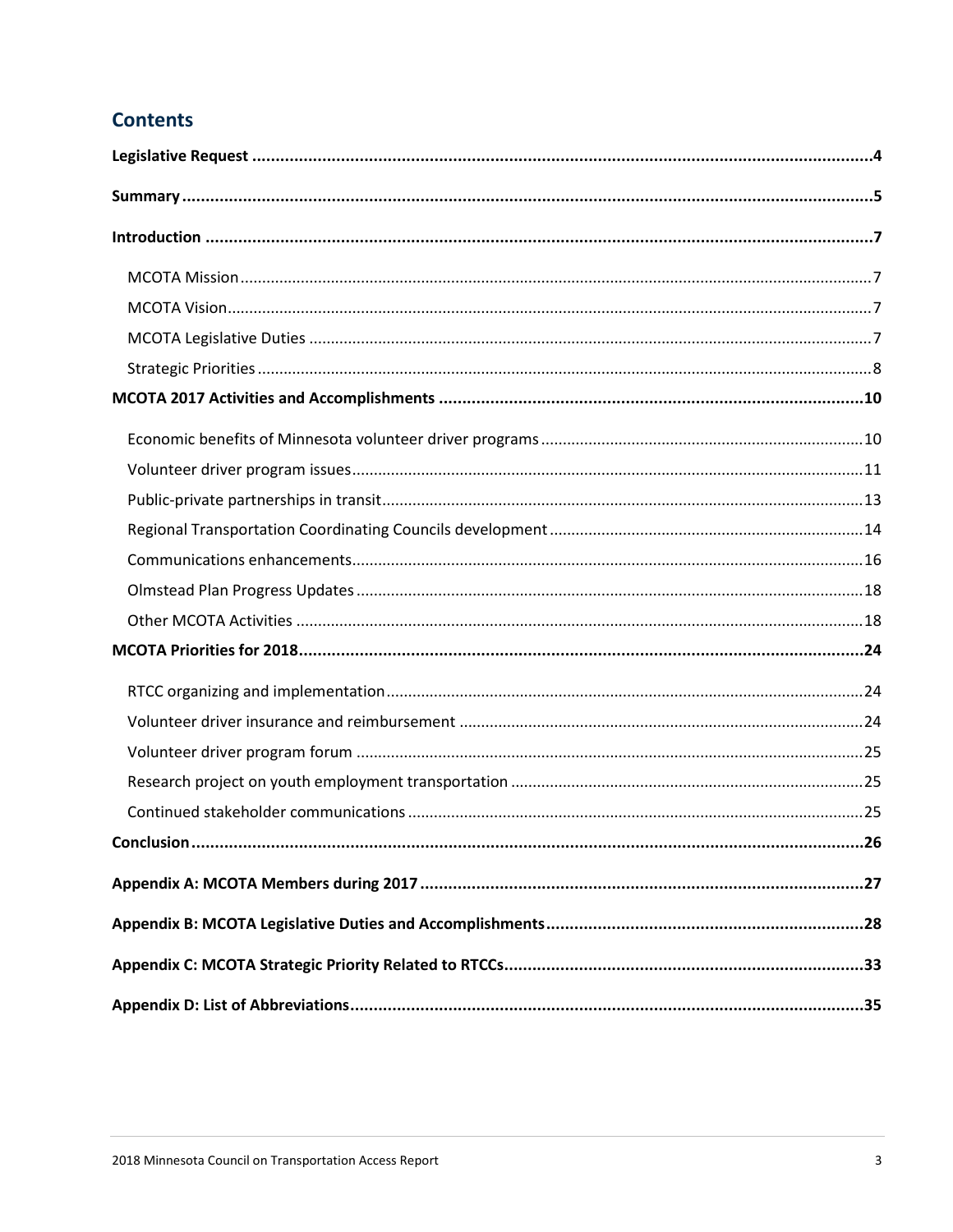## Contents

**Legislative Request** .......... **4**

**Summary** .......... **5**

**Introduction** .......... **7**

- MCOTA Mission .......... 7
- MCOTA Vision .......... 7
- MCOTA Legislative Duties .......... 7
- Strategic Priorities .......... 8

**MCOTA 2017 Activities and Accomplishments** .......... **10**

- Economic benefits of Minnesota volunteer driver programs .......... 10
- Volunteer driver program issues .......... 11
- Public-private partnerships in transit .......... 13
- Regional Transportation Coordinating Councils development .......... 14
- Communications enhancements .......... 16
- Olmstead Plan Progress Updates .......... 18
- Other MCOTA Activities .......... 18

**MCOTA Priorities for 2018** .......... **24**

- RTCC organizing and implementation .......... 24
- Volunteer driver insurance and reimbursement .......... 24
- Volunteer driver program forum .......... 25
- Research project on youth employment transportation .......... 25
- Continued stakeholder communications .......... 25

**Conclusion** .......... **26**

**Appendix A: MCOTA Members during 2017** .......... **27**

**Appendix B: MCOTA Legislative Duties and Accomplishments** .......... **28**

**Appendix C: MCOTA Strategic Priority Related to RTCCs** .......... **33**

**Appendix D: List of Abbreviations** .......... **35**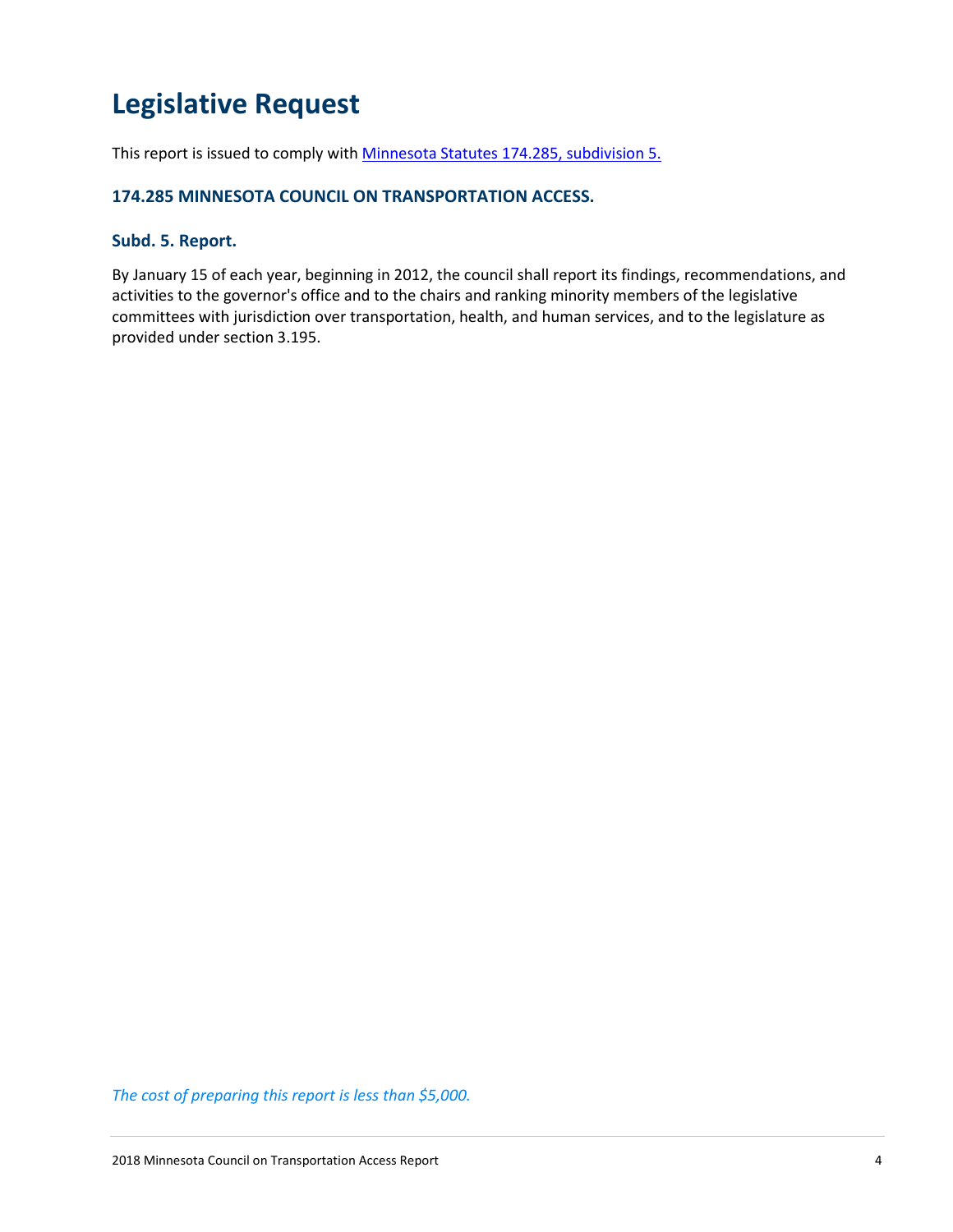# Legislative Request

This report is issued to comply with [Minnesota Statutes 174.285, subdivision 5.]()

### 174.285 MINNESOTA COUNCIL ON TRANSPORTATION ACCESS.

### Subd. 5. Report.

By January 15 of each year, beginning in 2012, the council shall report its findings, recommendations, and activities to the governor's office and to the chairs and ranking minority members of the legislative committees with jurisdiction over transportation, health, and human services, and to the legislature as provided under section 3.195.

*The cost of preparing this report is less than $5,000.*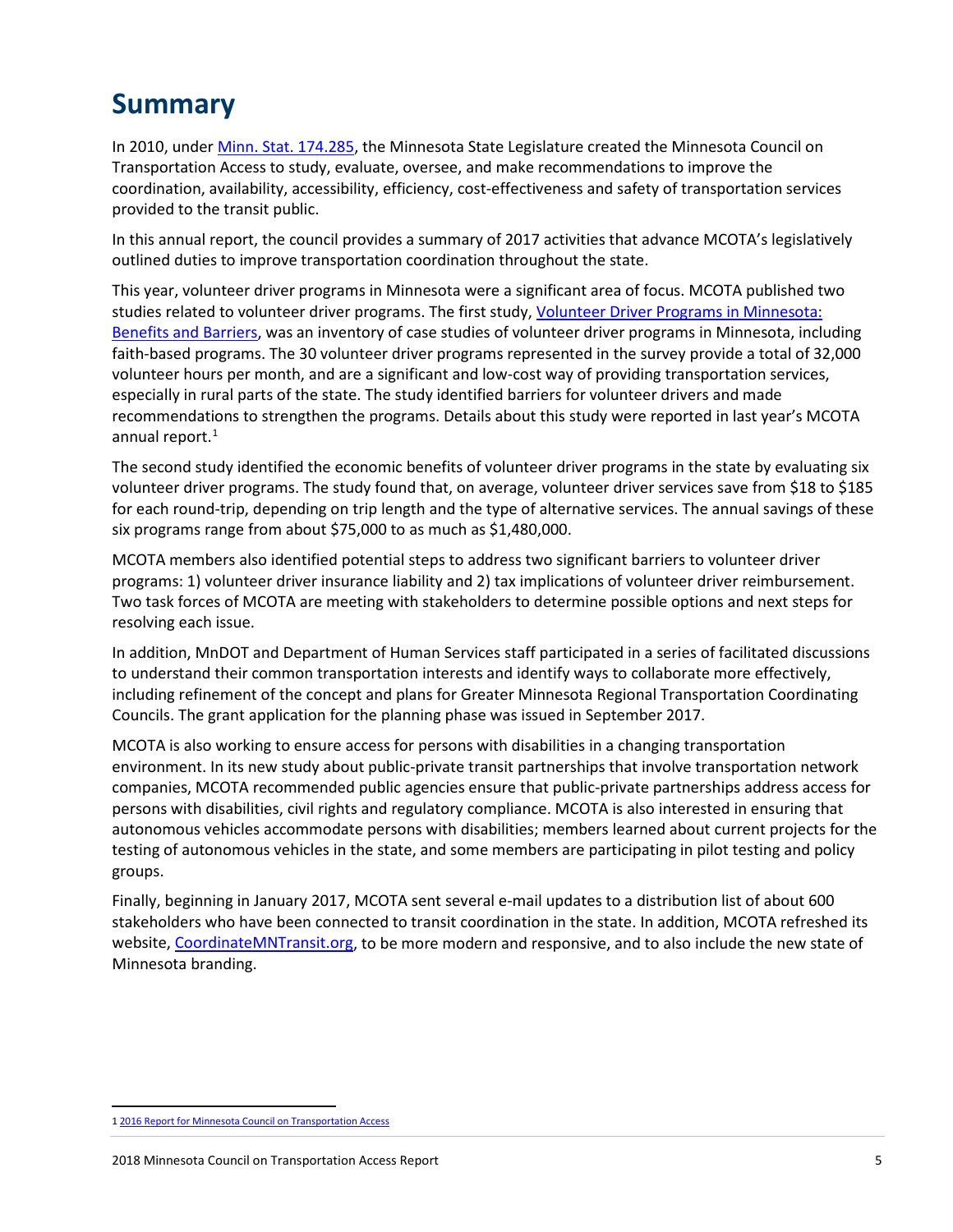# Summary

In 2010, under [Minn. Stat. 174.285](), the Minnesota State Legislature created the Minnesota Council on Transportation Access to study, evaluate, oversee, and make recommendations to improve the coordination, availability, accessibility, efficiency, cost-effectiveness and safety of transportation services provided to the transit public.

In this annual report, the council provides a summary of 2017 activities that advance MCOTA's legislatively outlined duties to improve transportation coordination throughout the state.

This year, volunteer driver programs in Minnesota were a significant area of focus. MCOTA published two studies related to volunteer driver programs. The first study, [Volunteer Driver Programs in Minnesota: Benefits and Barriers](), was an inventory of case studies of volunteer driver programs in Minnesota, including faith-based programs. The 30 volunteer driver programs represented in the survey provide a total of 32,000 volunteer hours per month, and are a significant and low-cost way of providing transportation services, especially in rural parts of the state. The study identified barriers for volunteer drivers and made recommendations to strengthen the programs. Details about this study were reported in last year's MCOTA annual report.[1]

The second study identified the economic benefits of volunteer driver programs in the state by evaluating six volunteer driver programs. The study found that, on average, volunteer driver services save from $18 to $185 for each round-trip, depending on trip length and the type of alternative services. The annual savings of these six programs range from about $75,000 to as much as $1,480,000.

MCOTA members also identified potential steps to address two significant barriers to volunteer driver programs: 1) volunteer driver insurance liability and 2) tax implications of volunteer driver reimbursement. Two task forces of MCOTA are meeting with stakeholders to determine possible options and next steps for resolving each issue.

In addition, MnDOT and Department of Human Services staff participated in a series of facilitated discussions to understand their common transportation interests and identify ways to collaborate more effectively, including refinement of the concept and plans for Greater Minnesota Regional Transportation Coordinating Councils. The grant application for the planning phase was issued in September 2017.

MCOTA is also working to ensure access for persons with disabilities in a changing transportation environment. In its new study about public-private transit partnerships that involve transportation network companies, MCOTA recommended public agencies ensure that public-private partnerships address access for persons with disabilities, civil rights and regulatory compliance. MCOTA is also interested in ensuring that autonomous vehicles accommodate persons with disabilities; members learned about current projects for the testing of autonomous vehicles in the state, and some members are participating in pilot testing and policy groups.

Finally, beginning in January 2017, MCOTA sent several e-mail updates to a distribution list of about 600 stakeholders who have been connected to transit coordination in the state. In addition, MCOTA refreshed its website, [CoordinateMNTransit.org](), to be more modern and responsive, and to also include the new state of Minnesota branding.

---

1 [2016 Report for Minnesota Council on Transportation Access]()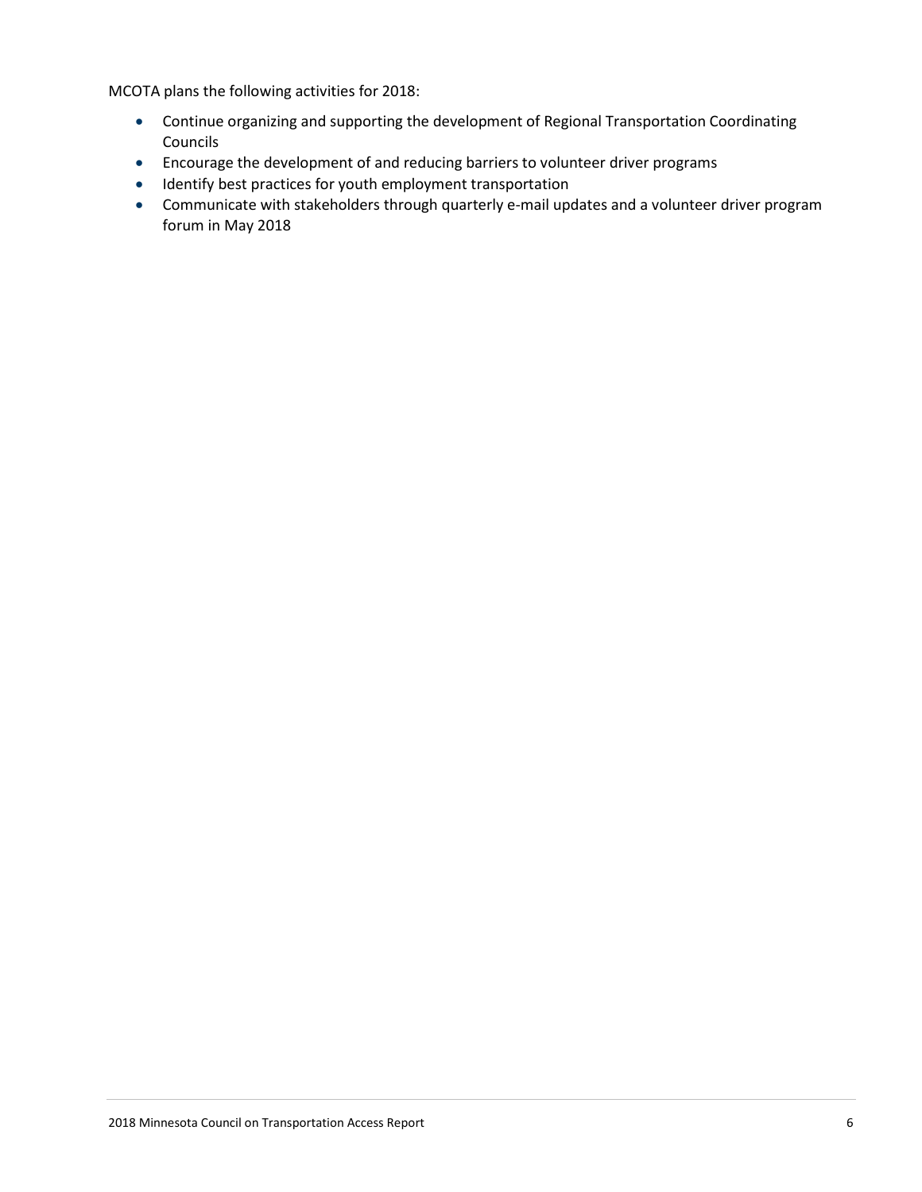MCOTA plans the following activities for 2018:

- Continue organizing and supporting the development of Regional Transportation Coordinating Councils
- Encourage the development of and reducing barriers to volunteer driver programs
- Identify best practices for youth employment transportation
- Communicate with stakeholders through quarterly e-mail updates and a volunteer driver program forum in May 2018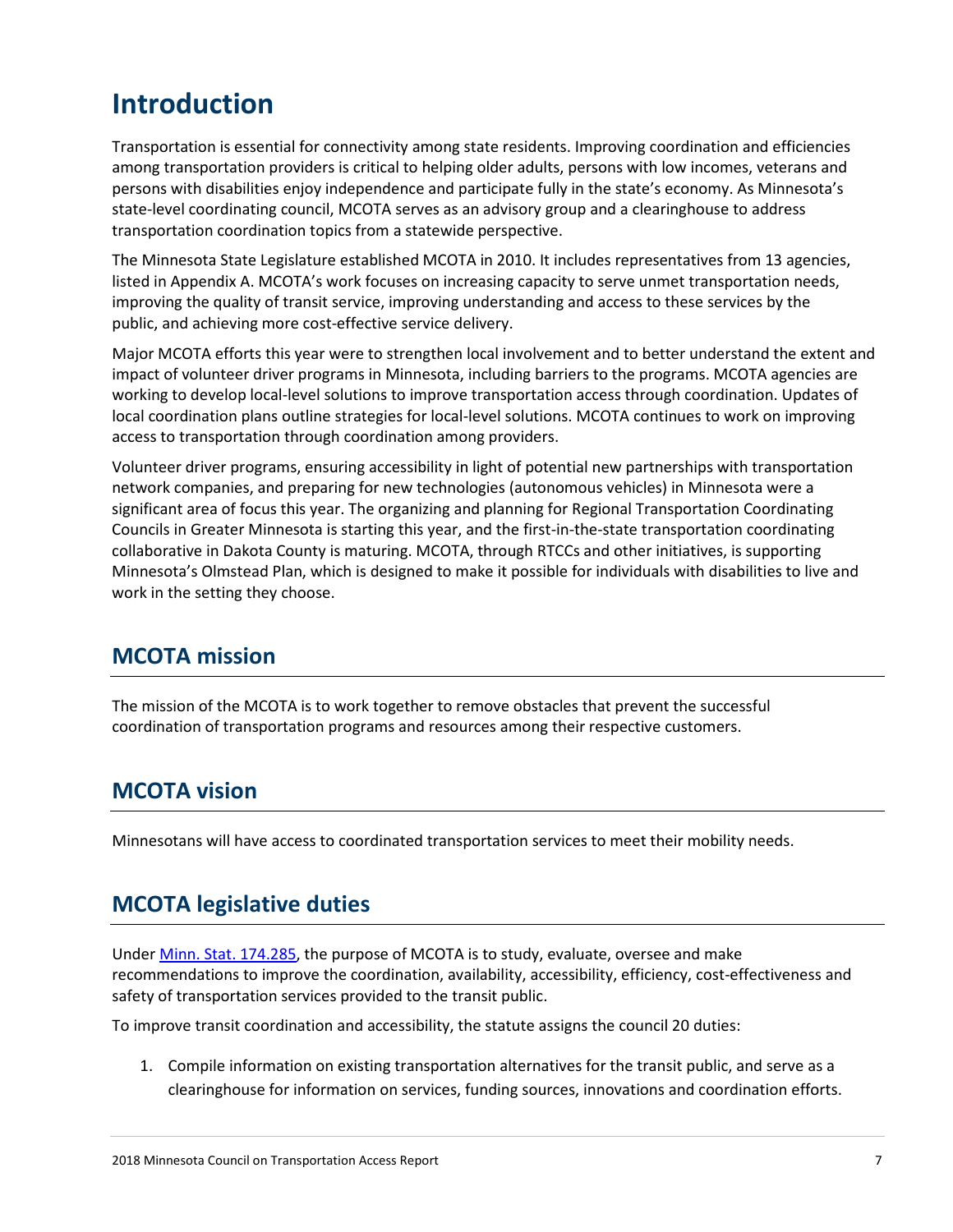# Introduction

Transportation is essential for connectivity among state residents. Improving coordination and efficiencies among transportation providers is critical to helping older adults, persons with low incomes, veterans and persons with disabilities enjoy independence and participate fully in the state's economy. As Minnesota's state-level coordinating council, MCOTA serves as an advisory group and a clearinghouse to address transportation coordination topics from a statewide perspective.

The Minnesota State Legislature established MCOTA in 2010. It includes representatives from 13 agencies, listed in Appendix A. MCOTA's work focuses on increasing capacity to serve unmet transportation needs, improving the quality of transit service, improving understanding and access to these services by the public, and achieving more cost-effective service delivery.

Major MCOTA efforts this year were to strengthen local involvement and to better understand the extent and impact of volunteer driver programs in Minnesota, including barriers to the programs. MCOTA agencies are working to develop local-level solutions to improve transportation access through coordination. Updates of local coordination plans outline strategies for local-level solutions. MCOTA continues to work on improving access to transportation through coordination among providers.

Volunteer driver programs, ensuring accessibility in light of potential new partnerships with transportation network companies, and preparing for new technologies (autonomous vehicles) in Minnesota were a significant area of focus this year. The organizing and planning for Regional Transportation Coordinating Councils in Greater Minnesota is starting this year, and the first-in-the-state transportation coordinating collaborative in Dakota County is maturing. MCOTA, through RTCCs and other initiatives, is supporting Minnesota's Olmstead Plan, which is designed to make it possible for individuals with disabilities to live and work in the setting they choose.

## MCOTA mission

The mission of the MCOTA is to work together to remove obstacles that prevent the successful coordination of transportation programs and resources among their respective customers.

## MCOTA vision

Minnesotans will have access to coordinated transportation services to meet their mobility needs.

## MCOTA legislative duties

Under [Minn. Stat. 174.285](), the purpose of MCOTA is to study, evaluate, oversee and make recommendations to improve the coordination, availability, accessibility, efficiency, cost-effectiveness and safety of transportation services provided to the transit public.

To improve transit coordination and accessibility, the statute assigns the council 20 duties:

1. Compile information on existing transportation alternatives for the transit public, and serve as a clearinghouse for information on services, funding sources, innovations and coordination efforts.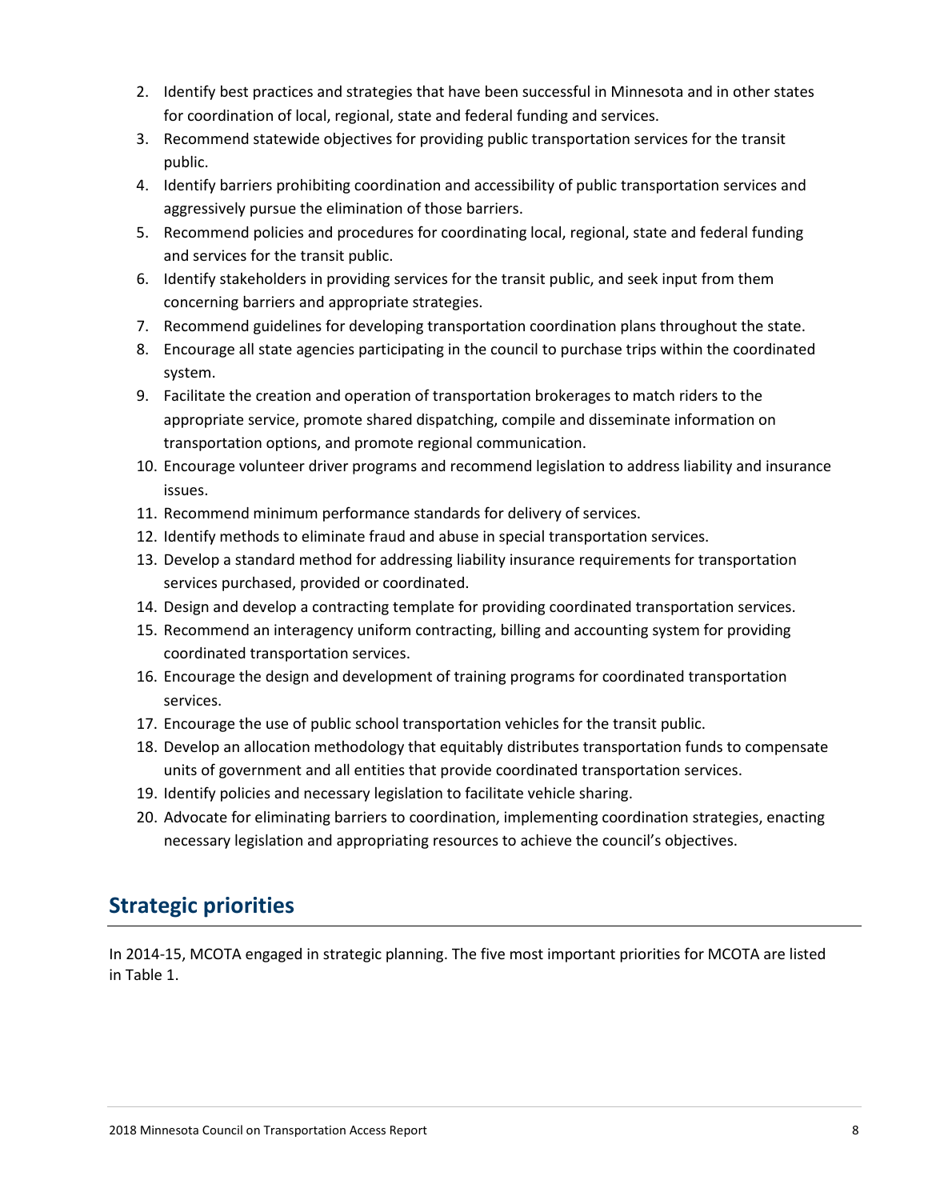2. Identify best practices and strategies that have been successful in Minnesota and in other states for coordination of local, regional, state and federal funding and services.
3. Recommend statewide objectives for providing public transportation services for the transit public.
4. Identify barriers prohibiting coordination and accessibility of public transportation services and aggressively pursue the elimination of those barriers.
5. Recommend policies and procedures for coordinating local, regional, state and federal funding and services for the transit public.
6. Identify stakeholders in providing services for the transit public, and seek input from them concerning barriers and appropriate strategies.
7. Recommend guidelines for developing transportation coordination plans throughout the state.
8. Encourage all state agencies participating in the council to purchase trips within the coordinated system.
9. Facilitate the creation and operation of transportation brokerages to match riders to the appropriate service, promote shared dispatching, compile and disseminate information on transportation options, and promote regional communication.
10. Encourage volunteer driver programs and recommend legislation to address liability and insurance issues.
11. Recommend minimum performance standards for delivery of services.
12. Identify methods to eliminate fraud and abuse in special transportation services.
13. Develop a standard method for addressing liability insurance requirements for transportation services purchased, provided or coordinated.
14. Design and develop a contracting template for providing coordinated transportation services.
15. Recommend an interagency uniform contracting, billing and accounting system for providing coordinated transportation services.
16. Encourage the design and development of training programs for coordinated transportation services.
17. Encourage the use of public school transportation vehicles for the transit public.
18. Develop an allocation methodology that equitably distributes transportation funds to compensate units of government and all entities that provide coordinated transportation services.
19. Identify policies and necessary legislation to facilitate vehicle sharing.
20. Advocate for eliminating barriers to coordination, implementing coordination strategies, enacting necessary legislation and appropriating resources to achieve the council's objectives.

## Strategic priorities

In 2014-15, MCOTA engaged in strategic planning. The five most important priorities for MCOTA are listed in Table 1.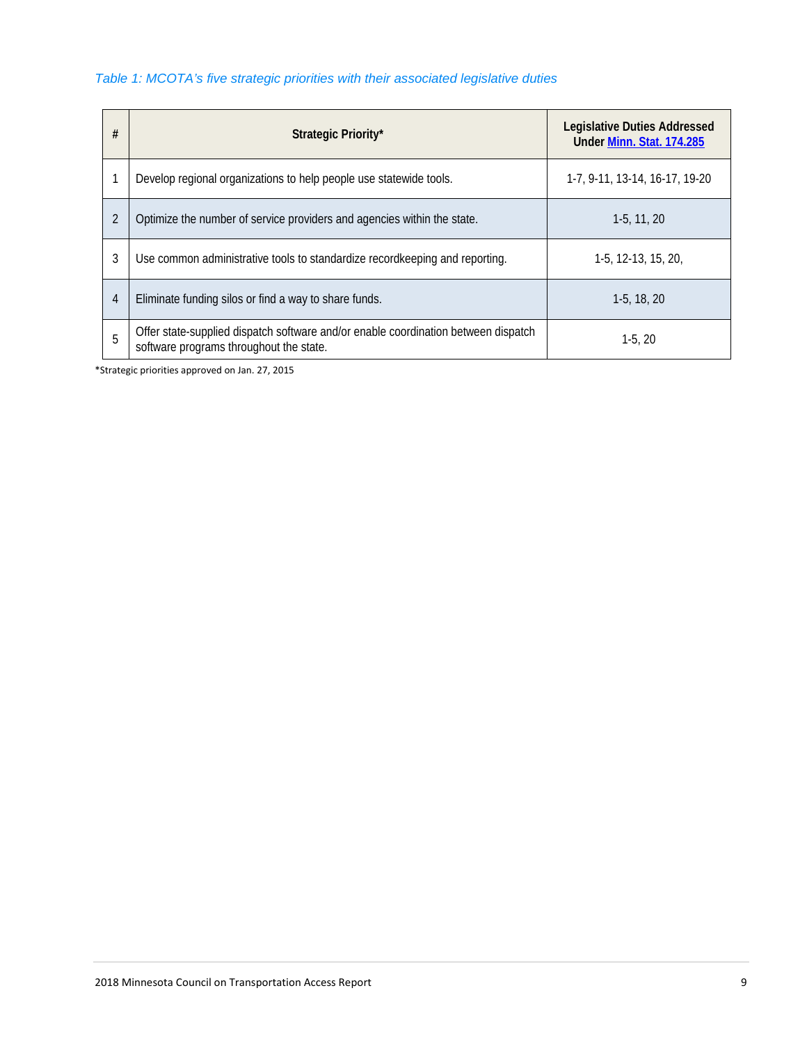*Table 1: MCOTA's five strategic priorities with their associated legislative duties*

| # | Strategic Priority* | Legislative Duties Addressed Under [Minn. Stat. 174.285] |
|---|---|---|
| 1 | Develop regional organizations to help people use statewide tools. | 1-7, 9-11, 13-14, 16-17, 19-20 |
| 2 | Optimize the number of service providers and agencies within the state. | 1-5, 11, 20 |
| 3 | Use common administrative tools to standardize recordkeeping and reporting. | 1-5, 12-13, 15, 20, |
| 4 | Eliminate funding silos or find a way to share funds. | 1-5, 18, 20 |
| 5 | Offer state-supplied dispatch software and/or enable coordination between dispatch software programs throughout the state. | 1-5, 20 |

*Strategic priorities approved on Jan. 27, 2015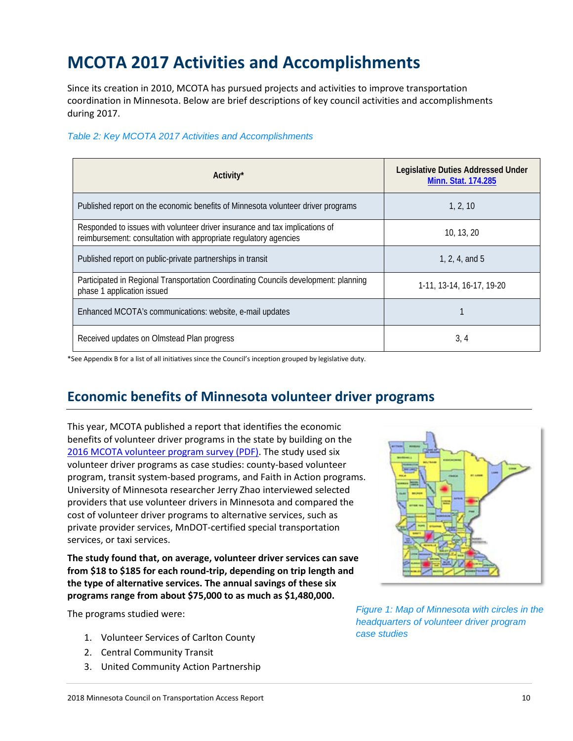# MCOTA 2017 Activities and Accomplishments

Since its creation in 2010, MCOTA has pursued projects and activities to improve transportation coordination in Minnesota. Below are brief descriptions of key council activities and accomplishments during 2017.

*Table 2: Key MCOTA 2017 Activities and Accomplishments*

| Activity* | Legislative Duties Addressed Under Minn. Stat. 174.285 |
|---|---|
| Published report on the economic benefits of Minnesota volunteer driver programs | 1, 2, 10 |
| Responded to issues with volunteer driver insurance and tax implications of reimbursement: consultation with appropriate regulatory agencies | 10, 13, 20 |
| Published report on public-private partnerships in transit | 1, 2, 4, and 5 |
| Participated in Regional Transportation Coordinating Councils development: planning phase 1 application issued | 1-11, 13-14, 16-17, 19-20 |
| Enhanced MCOTA's communications: website, e-mail updates | 1 |
| Received updates on Olmstead Plan progress | 3, 4 |

*See Appendix B for a list of all initiatives since the Council's inception grouped by legislative duty.

## Economic benefits of Minnesota volunteer driver programs

This year, MCOTA published a report that identifies the economic benefits of volunteer driver programs in the state by building on the 2016 MCOTA volunteer program survey (PDF). The study used six volunteer driver programs as case studies: county-based volunteer program, transit system-based programs, and Faith in Action programs. University of Minnesota researcher Jerry Zhao interviewed selected providers that use volunteer drivers in Minnesota and compared the cost of volunteer driver programs to alternative services, such as private provider services, MnDOT-certified special transportation services, or taxi services.

**The study found that, on average, volunteer driver services can save from $18 to $185 for each round-trip, depending on trip length and the type of alternative services. The annual savings of these six programs range from about $75,000 to as much as $1,480,000.**

*Figure 1: Map of Minnesota with circles in the headquarters of volunteer driver program case studies*

The programs studied were:

1. Volunteer Services of Carlton County
2. Central Community Transit
3. United Community Action Partnership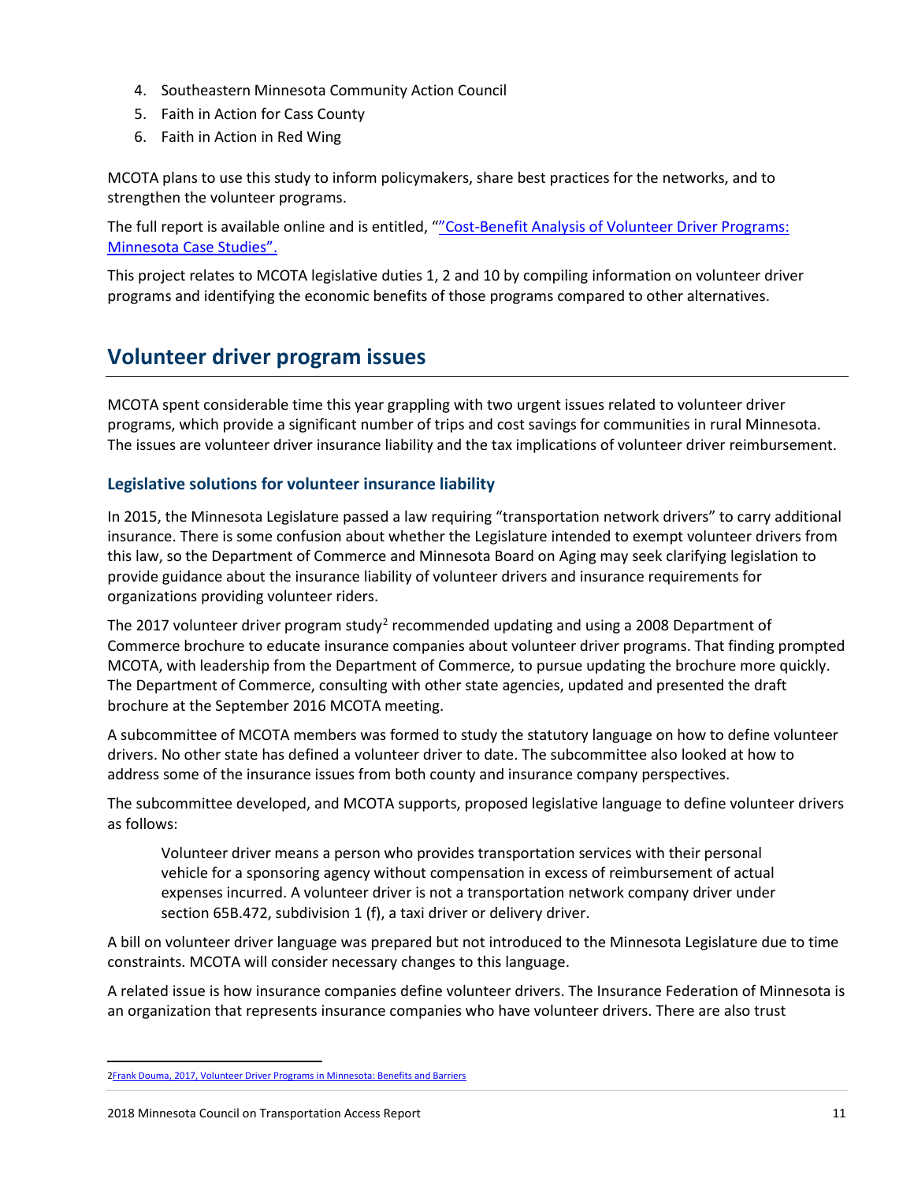4. Southeastern Minnesota Community Action Council
5. Faith in Action for Cass County
6. Faith in Action in Red Wing

MCOTA plans to use this study to inform policymakers, share best practices for the networks, and to strengthen the volunteer programs.

The full report is available online and is entitled, ""Cost-Benefit Analysis of Volunteer Driver Programs: Minnesota Case Studies".

This project relates to MCOTA legislative duties 1, 2 and 10 by compiling information on volunteer driver programs and identifying the economic benefits of those programs compared to other alternatives.

## Volunteer driver program issues

MCOTA spent considerable time this year grappling with two urgent issues related to volunteer driver programs, which provide a significant number of trips and cost savings for communities in rural Minnesota. The issues are volunteer driver insurance liability and the tax implications of volunteer driver reimbursement.

### Legislative solutions for volunteer insurance liability

In 2015, the Minnesota Legislature passed a law requiring "transportation network drivers" to carry additional insurance. There is some confusion about whether the Legislature intended to exempt volunteer drivers from this law, so the Department of Commerce and Minnesota Board on Aging may seek clarifying legislation to provide guidance about the insurance liability of volunteer drivers and insurance requirements for organizations providing volunteer riders.

The 2017 volunteer driver program study[2] recommended updating and using a 2008 Department of Commerce brochure to educate insurance companies about volunteer driver programs. That finding prompted MCOTA, with leadership from the Department of Commerce, to pursue updating the brochure more quickly. The Department of Commerce, consulting with other state agencies, updated and presented the draft brochure at the September 2016 MCOTA meeting.

A subcommittee of MCOTA members was formed to study the statutory language on how to define volunteer drivers. No other state has defined a volunteer driver to date. The subcommittee also looked at how to address some of the insurance issues from both county and insurance company perspectives.

The subcommittee developed, and MCOTA supports, proposed legislative language to define volunteer drivers as follows:

> Volunteer driver means a person who provides transportation services with their personal vehicle for a sponsoring agency without compensation in excess of reimbursement of actual expenses incurred. A volunteer driver is not a transportation network company driver under section 65B.472, subdivision 1 (f), a taxi driver or delivery driver.

A bill on volunteer driver language was prepared but not introduced to the Minnesota Legislature due to time constraints. MCOTA will consider necessary changes to this language.

A related issue is how insurance companies define volunteer drivers. The Insurance Federation of Minnesota is an organization that represents insurance companies who have volunteer drivers. There are also trust

---

[2] Frank Douma, 2017, Volunteer Driver Programs in Minnesota: Benefits and Barriers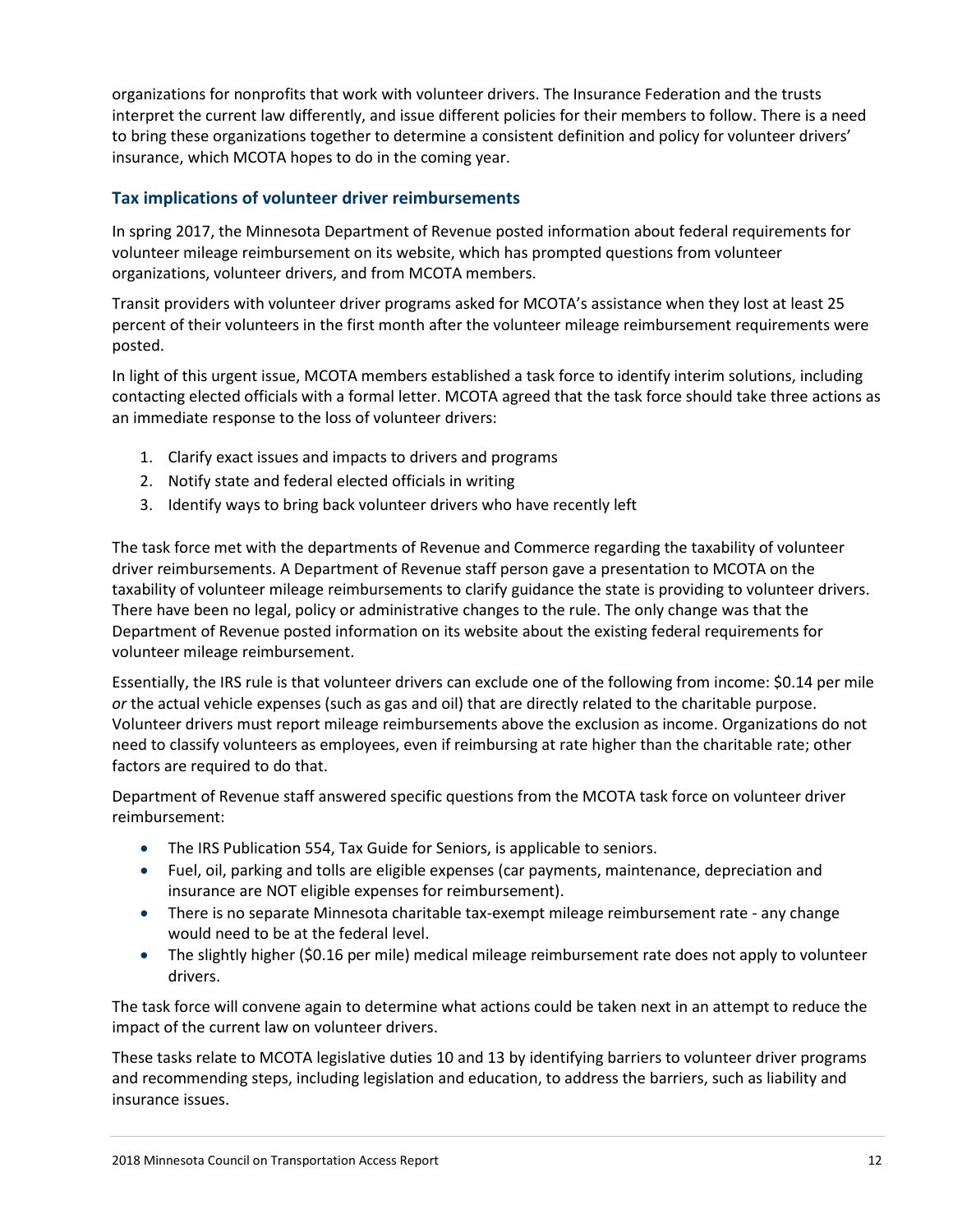organizations for nonprofits that work with volunteer drivers. The Insurance Federation and the trusts interpret the current law differently, and issue different policies for their members to follow. There is a need to bring these organizations together to determine a consistent definition and policy for volunteer drivers' insurance, which MCOTA hopes to do in the coming year.

### Tax implications of volunteer driver reimbursements

In spring 2017, the Minnesota Department of Revenue posted information about federal requirements for volunteer mileage reimbursement on its website, which has prompted questions from volunteer organizations, volunteer drivers, and from MCOTA members.

Transit providers with volunteer driver programs asked for MCOTA's assistance when they lost at least 25 percent of their volunteers in the first month after the volunteer mileage reimbursement requirements were posted.

In light of this urgent issue, MCOTA members established a task force to identify interim solutions, including contacting elected officials with a formal letter. MCOTA agreed that the task force should take three actions as an immediate response to the loss of volunteer drivers:

1. Clarify exact issues and impacts to drivers and programs
2. Notify state and federal elected officials in writing
3. Identify ways to bring back volunteer drivers who have recently left

The task force met with the departments of Revenue and Commerce regarding the taxability of volunteer driver reimbursements. A Department of Revenue staff person gave a presentation to MCOTA on the taxability of volunteer mileage reimbursements to clarify guidance the state is providing to volunteer drivers. There have been no legal, policy or administrative changes to the rule. The only change was that the Department of Revenue posted information on its website about the existing federal requirements for volunteer mileage reimbursement.

Essentially, the IRS rule is that volunteer drivers can exclude one of the following from income: $0.14 per mile *or* the actual vehicle expenses (such as gas and oil) that are directly related to the charitable purpose. Volunteer drivers must report mileage reimbursements above the exclusion as income. Organizations do not need to classify volunteers as employees, even if reimbursing at rate higher than the charitable rate; other factors are required to do that.

Department of Revenue staff answered specific questions from the MCOTA task force on volunteer driver reimbursement:

- The IRS Publication 554, Tax Guide for Seniors, is applicable to seniors.
- Fuel, oil, parking and tolls are eligible expenses (car payments, maintenance, depreciation and insurance are NOT eligible expenses for reimbursement).
- There is no separate Minnesota charitable tax-exempt mileage reimbursement rate - any change would need to be at the federal level.
- The slightly higher ($0.16 per mile) medical mileage reimbursement rate does not apply to volunteer drivers.

The task force will convene again to determine what actions could be taken next in an attempt to reduce the impact of the current law on volunteer drivers.

These tasks relate to MCOTA legislative duties 10 and 13 by identifying barriers to volunteer driver programs and recommending steps, including legislation and education, to address the barriers, such as liability and insurance issues.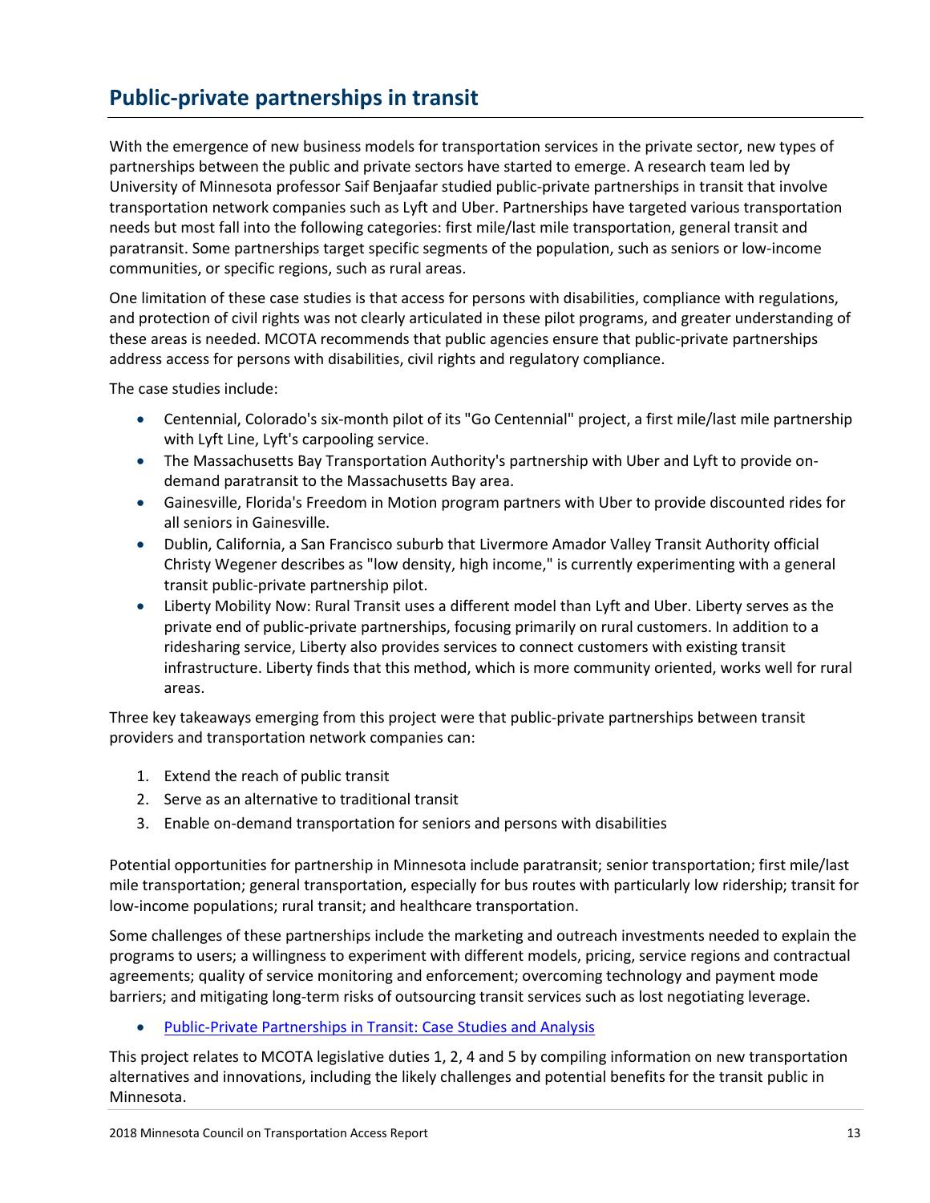## Public-private partnerships in transit

With the emergence of new business models for transportation services in the private sector, new types of partnerships between the public and private sectors have started to emerge. A research team led by University of Minnesota professor Saif Benjaafar studied public-private partnerships in transit that involve transportation network companies such as Lyft and Uber. Partnerships have targeted various transportation needs but most fall into the following categories: first mile/last mile transportation, general transit and paratransit. Some partnerships target specific segments of the population, such as seniors or low-income communities, or specific regions, such as rural areas.

One limitation of these case studies is that access for persons with disabilities, compliance with regulations, and protection of civil rights was not clearly articulated in these pilot programs, and greater understanding of these areas is needed. MCOTA recommends that public agencies ensure that public-private partnerships address access for persons with disabilities, civil rights and regulatory compliance.

The case studies include:

- Centennial, Colorado's six-month pilot of its "Go Centennial" project, a first mile/last mile partnership with Lyft Line, Lyft's carpooling service.
- The Massachusetts Bay Transportation Authority's partnership with Uber and Lyft to provide on-demand paratransit to the Massachusetts Bay area.
- Gainesville, Florida's Freedom in Motion program partners with Uber to provide discounted rides for all seniors in Gainesville.
- Dublin, California, a San Francisco suburb that Livermore Amador Valley Transit Authority official Christy Wegener describes as "low density, high income," is currently experimenting with a general transit public-private partnership pilot.
- Liberty Mobility Now: Rural Transit uses a different model than Lyft and Uber. Liberty serves as the private end of public-private partnerships, focusing primarily on rural customers. In addition to a ridesharing service, Liberty also provides services to connect customers with existing transit infrastructure. Liberty finds that this method, which is more community oriented, works well for rural areas.

Three key takeaways emerging from this project were that public-private partnerships between transit providers and transportation network companies can:

1. Extend the reach of public transit
2. Serve as an alternative to traditional transit
3. Enable on-demand transportation for seniors and persons with disabilities

Potential opportunities for partnership in Minnesota include paratransit; senior transportation; first mile/last mile transportation; general transportation, especially for bus routes with particularly low ridership; transit for low-income populations; rural transit; and healthcare transportation.

Some challenges of these partnerships include the marketing and outreach investments needed to explain the programs to users; a willingness to experiment with different models, pricing, service regions and contractual agreements; quality of service monitoring and enforcement; overcoming technology and payment mode barriers; and mitigating long-term risks of outsourcing transit services such as lost negotiating leverage.

- Public-Private Partnerships in Transit: Case Studies and Analysis

This project relates to MCOTA legislative duties 1, 2, 4 and 5 by compiling information on new transportation alternatives and innovations, including the likely challenges and potential benefits for the transit public in Minnesota.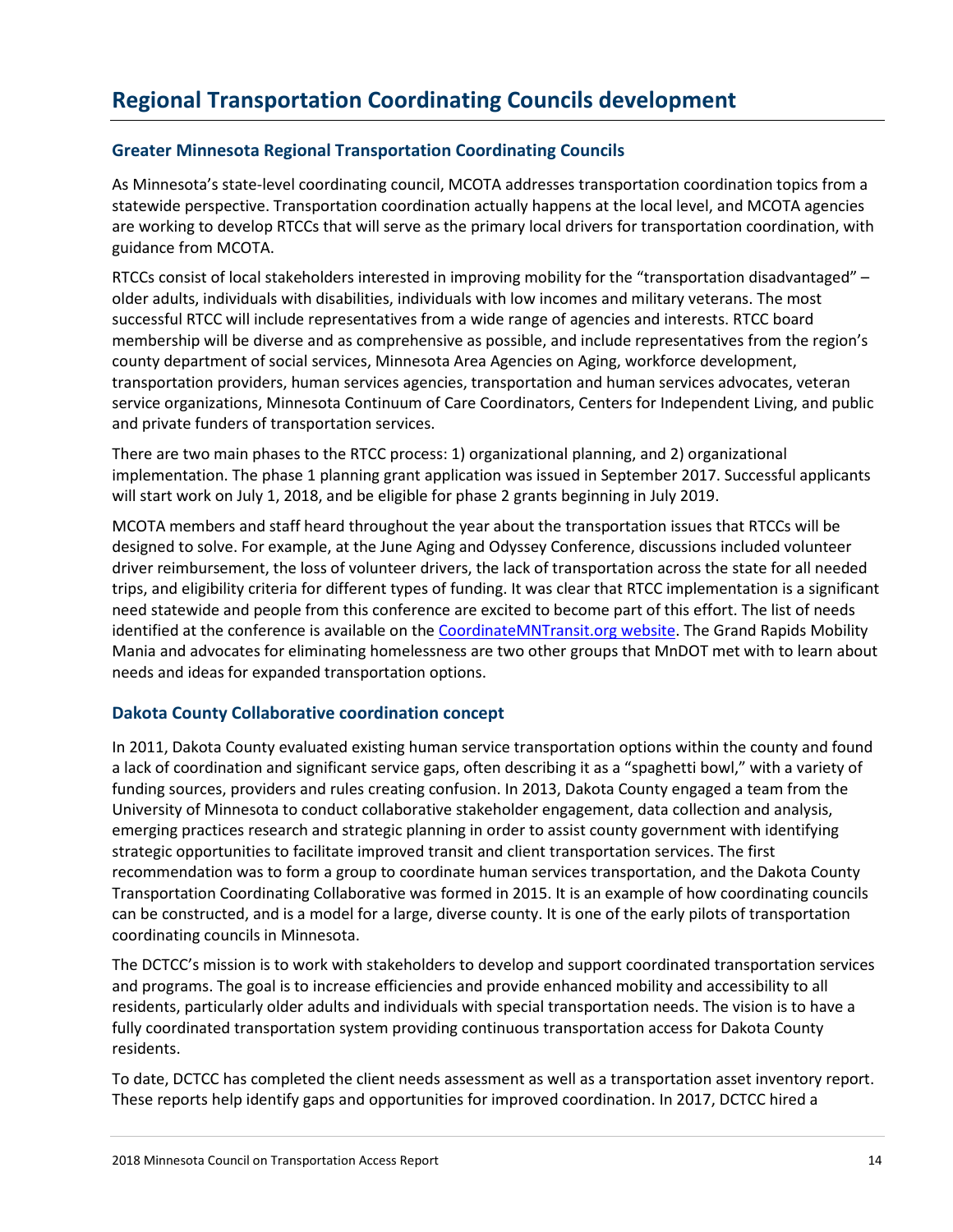# Regional Transportation Coordinating Councils development

## Greater Minnesota Regional Transportation Coordinating Councils

As Minnesota's state-level coordinating council, MCOTA addresses transportation coordination topics from a statewide perspective. Transportation coordination actually happens at the local level, and MCOTA agencies are working to develop RTCCs that will serve as the primary local drivers for transportation coordination, with guidance from MCOTA.

RTCCs consist of local stakeholders interested in improving mobility for the "transportation disadvantaged" – older adults, individuals with disabilities, individuals with low incomes and military veterans. The most successful RTCC will include representatives from a wide range of agencies and interests. RTCC board membership will be diverse and as comprehensive as possible, and include representatives from the region's county department of social services, Minnesota Area Agencies on Aging, workforce development, transportation providers, human services agencies, transportation and human services advocates, veteran service organizations, Minnesota Continuum of Care Coordinators, Centers for Independent Living, and public and private funders of transportation services.

There are two main phases to the RTCC process: 1) organizational planning, and 2) organizational implementation. The phase 1 planning grant application was issued in September 2017. Successful applicants will start work on July 1, 2018, and be eligible for phase 2 grants beginning in July 2019.

MCOTA members and staff heard throughout the year about the transportation issues that RTCCs will be designed to solve. For example, at the June Aging and Odyssey Conference, discussions included volunteer driver reimbursement, the loss of volunteer drivers, the lack of transportation across the state for all needed trips, and eligibility criteria for different types of funding. It was clear that RTCC implementation is a significant need statewide and people from this conference are excited to become part of this effort. The list of needs identified at the conference is available on the CoordinateMNTransit.org website. The Grand Rapids Mobility Mania and advocates for eliminating homelessness are two other groups that MnDOT met with to learn about needs and ideas for expanded transportation options.

## Dakota County Collaborative coordination concept

In 2011, Dakota County evaluated existing human service transportation options within the county and found a lack of coordination and significant service gaps, often describing it as a "spaghetti bowl," with a variety of funding sources, providers and rules creating confusion. In 2013, Dakota County engaged a team from the University of Minnesota to conduct collaborative stakeholder engagement, data collection and analysis, emerging practices research and strategic planning in order to assist county government with identifying strategic opportunities to facilitate improved transit and client transportation services. The first recommendation was to form a group to coordinate human services transportation, and the Dakota County Transportation Coordinating Collaborative was formed in 2015. It is an example of how coordinating councils can be constructed, and is a model for a large, diverse county. It is one of the early pilots of transportation coordinating councils in Minnesota.

The DCTCC's mission is to work with stakeholders to develop and support coordinated transportation services and programs. The goal is to increase efficiencies and provide enhanced mobility and accessibility to all residents, particularly older adults and individuals with special transportation needs. The vision is to have a fully coordinated transportation system providing continuous transportation access for Dakota County residents.

To date, DCTCC has completed the client needs assessment as well as a transportation asset inventory report. These reports help identify gaps and opportunities for improved coordination. In 2017, DCTCC hired a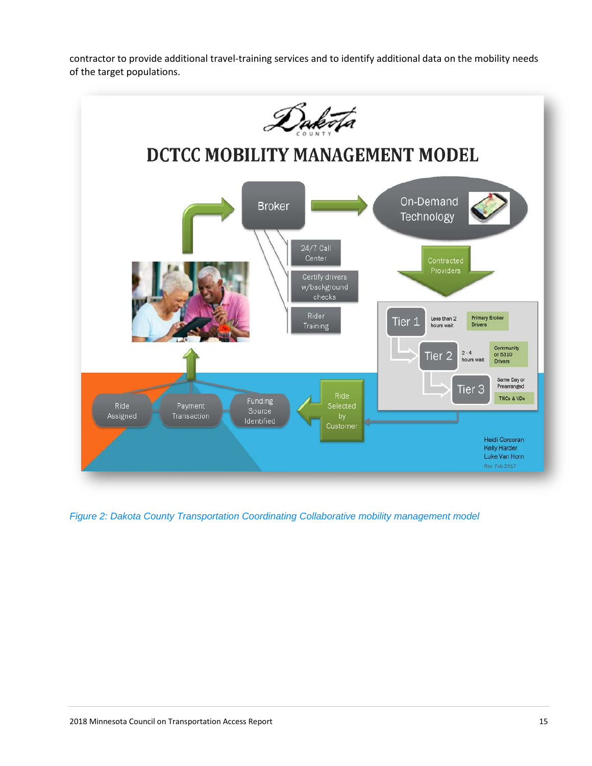contractor to provide additional travel-training services and to identify additional data on the mobility needs of the target populations.

*Figure 2: Dakota County Transportation Coordinating Collaborative mobility management model*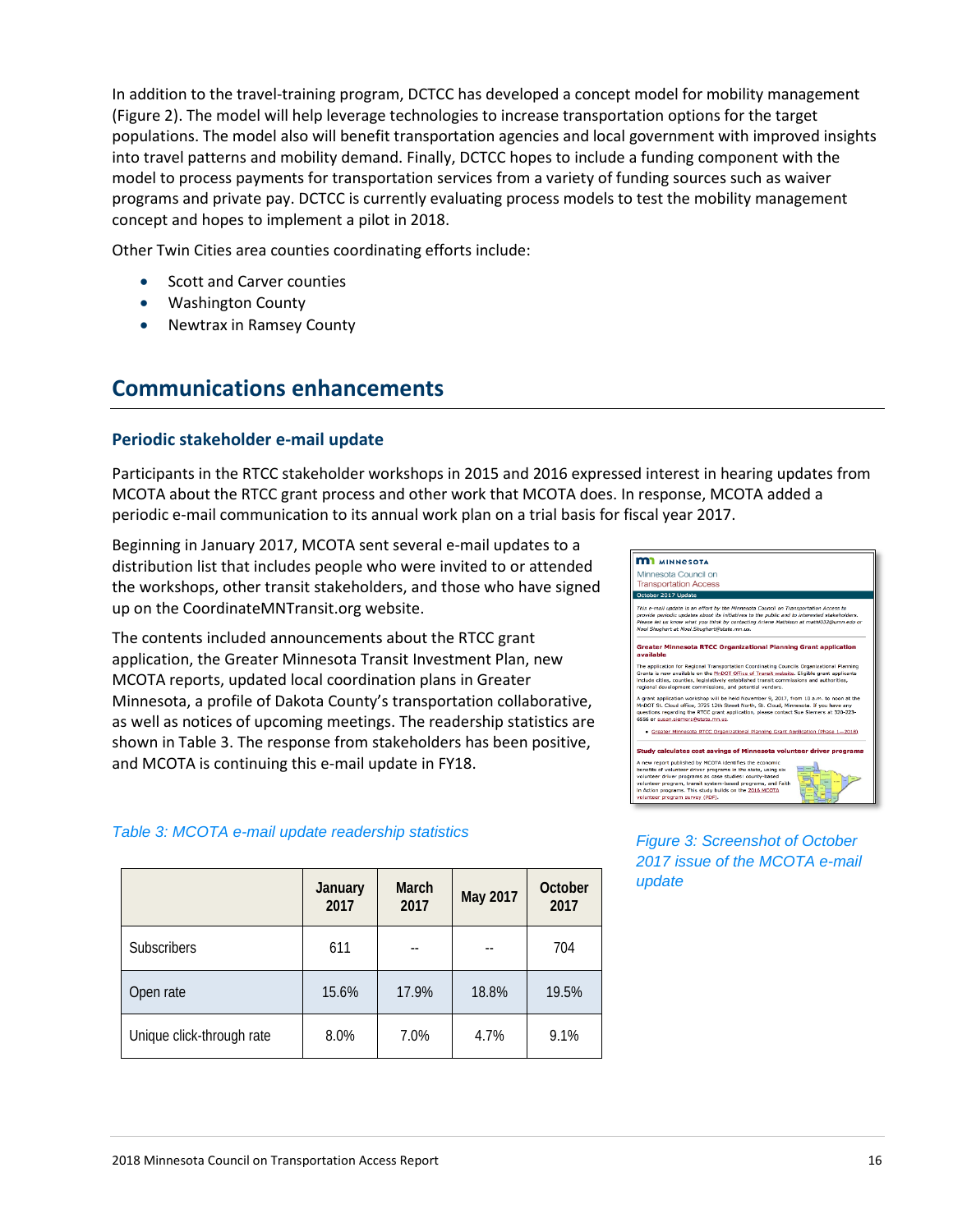In addition to the travel-training program, DCTCC has developed a concept model for mobility management (Figure 2). The model will help leverage technologies to increase transportation options for the target populations. The model also will benefit transportation agencies and local government with improved insights into travel patterns and mobility demand. Finally, DCTCC hopes to include a funding component with the model to process payments for transportation services from a variety of funding sources such as waiver programs and private pay. DCTCC is currently evaluating process models to test the mobility management concept and hopes to implement a pilot in 2018.

Other Twin Cities area counties coordinating efforts include:

- Scott and Carver counties
- Washington County
- Newtrax in Ramsey County

## Communications enhancements

### Periodic stakeholder e-mail update

Participants in the RTCC stakeholder workshops in 2015 and 2016 expressed interest in hearing updates from MCOTA about the RTCC grant process and other work that MCOTA does. In response, MCOTA added a periodic e-mail communication to its annual work plan on a trial basis for fiscal year 2017.

Beginning in January 2017, MCOTA sent several e-mail updates to a distribution list that includes people who were invited to or attended the workshops, other transit stakeholders, and those who have signed up on the CoordinateMNTransit.org website.

The contents included announcements about the RTCC grant application, the Greater Minnesota Transit Investment Plan, new MCOTA reports, updated local coordination plans in Greater Minnesota, a profile of Dakota County's transportation collaborative, as well as notices of upcoming meetings. The readership statistics are shown in Table 3. The response from stakeholders has been positive, and MCOTA is continuing this e-mail update in FY18.

*Figure 3: Screenshot of October 2017 issue of the MCOTA e-mail update*

*Table 3: MCOTA e-mail update readership statistics*

| | January 2017 | March 2017 | May 2017 | October 2017 |
|---|---|---|---|---|
| Subscribers | 611 | -- | -- | 704 |
| Open rate | 15.6% | 17.9% | 18.8% | 19.5% |
| Unique click-through rate | 8.0% | 7.0% | 4.7% | 9.1% |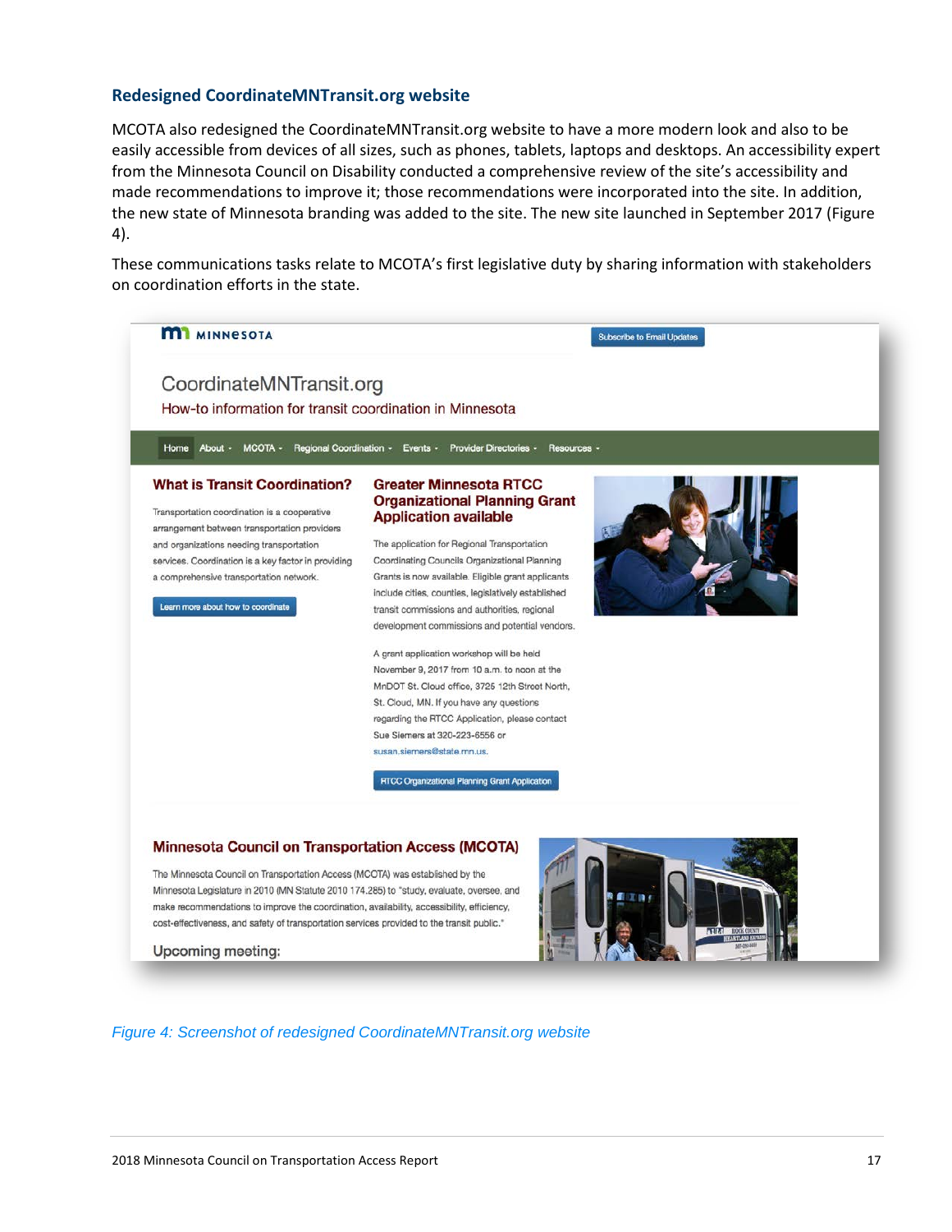## Redesigned CoordinateMNTransit.org website

MCOTA also redesigned the CoordinateMNTransit.org website to have a more modern look and also to be easily accessible from devices of all sizes, such as phones, tablets, laptops and desktops. An accessibility expert from the Minnesota Council on Disability conducted a comprehensive review of the site's accessibility and made recommendations to improve it; those recommendations were incorporated into the site. In addition, the new state of Minnesota branding was added to the site. The new site launched in September 2017 (Figure 4).

These communications tasks relate to MCOTA's first legislative duty by sharing information with stakeholders on coordination efforts in the state.

*Figure 4: Screenshot of redesigned CoordinateMNTransit.org website*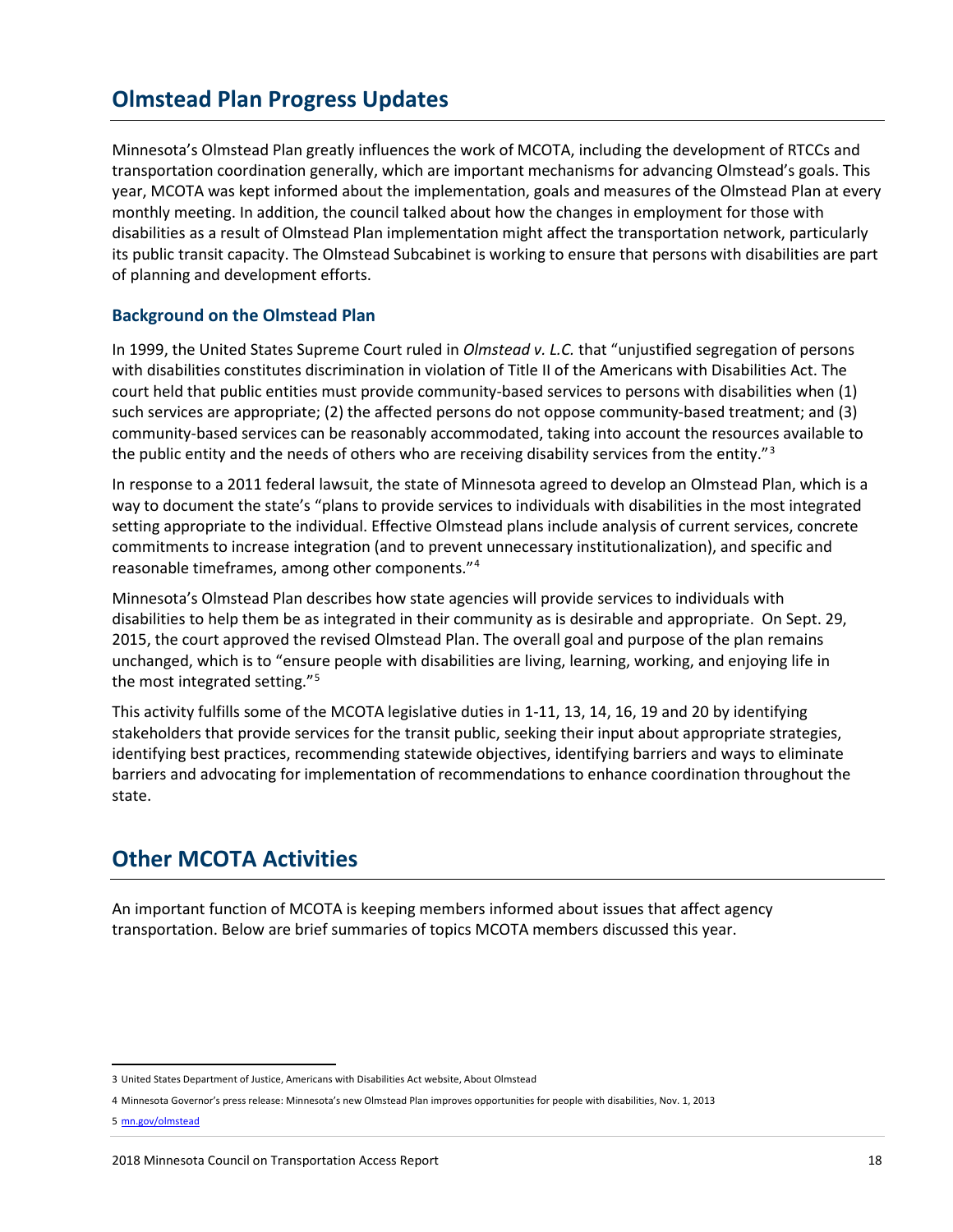## Olmstead Plan Progress Updates

Minnesota's Olmstead Plan greatly influences the work of MCOTA, including the development of RTCCs and transportation coordination generally, which are important mechanisms for advancing Olmstead's goals. This year, MCOTA was kept informed about the implementation, goals and measures of the Olmstead Plan at every monthly meeting. In addition, the council talked about how the changes in employment for those with disabilities as a result of Olmstead Plan implementation might affect the transportation network, particularly its public transit capacity. The Olmstead Subcabinet is working to ensure that persons with disabilities are part of planning and development efforts.

### Background on the Olmstead Plan

In 1999, the United States Supreme Court ruled in *Olmstead v. L.C.* that "unjustified segregation of persons with disabilities constitutes discrimination in violation of Title II of the Americans with Disabilities Act. The court held that public entities must provide community-based services to persons with disabilities when (1) such services are appropriate; (2) the affected persons do not oppose community-based treatment; and (3) community-based services can be reasonably accommodated, taking into account the resources available to the public entity and the needs of others who are receiving disability services from the entity."[3]

In response to a 2011 federal lawsuit, the state of Minnesota agreed to develop an Olmstead Plan, which is a way to document the state's "plans to provide services to individuals with disabilities in the most integrated setting appropriate to the individual. Effective Olmstead plans include analysis of current services, concrete commitments to increase integration (and to prevent unnecessary institutionalization), and specific and reasonable timeframes, among other components."[4]

Minnesota's Olmstead Plan describes how state agencies will provide services to individuals with disabilities to help them be as integrated in their community as is desirable and appropriate. On Sept. 29, 2015, the court approved the revised Olmstead Plan. The overall goal and purpose of the plan remains unchanged, which is to "ensure people with disabilities are living, learning, working, and enjoying life in the most integrated setting."[5]

This activity fulfills some of the MCOTA legislative duties in 1-11, 13, 14, 16, 19 and 20 by identifying stakeholders that provide services for the transit public, seeking their input about appropriate strategies, identifying best practices, recommending statewide objectives, identifying barriers and ways to eliminate barriers and advocating for implementation of recommendations to enhance coordination throughout the state.

## Other MCOTA Activities

An important function of MCOTA is keeping members informed about issues that affect agency transportation. Below are brief summaries of topics MCOTA members discussed this year.

---

3 United States Department of Justice, Americans with Disabilities Act website, About Olmstead

4 Minnesota Governor's press release: Minnesota's new Olmstead Plan improves opportunities for people with disabilities, Nov. 1, 2013

5 mn.gov/olmstead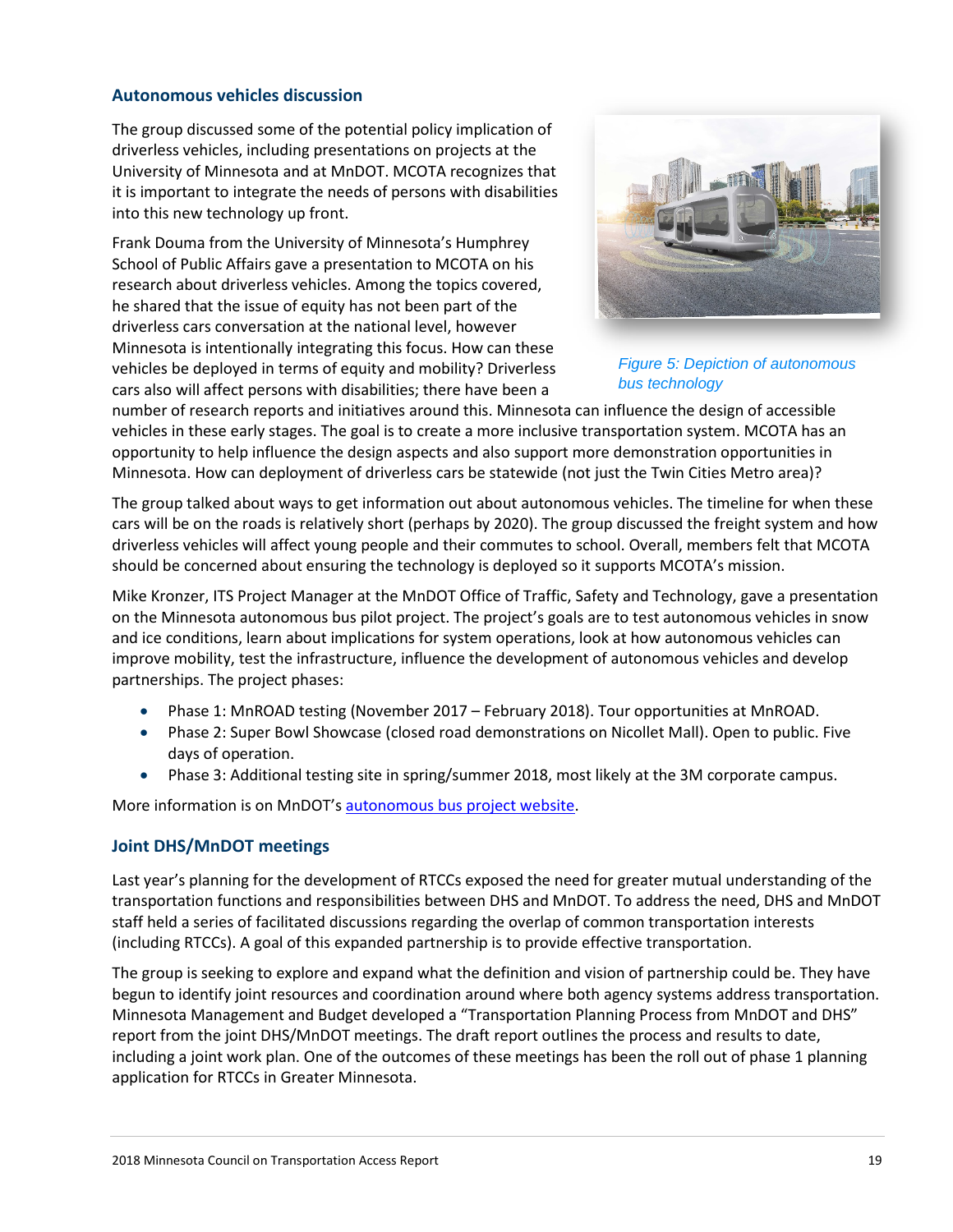## Autonomous vehicles discussion

The group discussed some of the potential policy implication of driverless vehicles, including presentations on projects at the University of Minnesota and at MnDOT. MCOTA recognizes that it is important to integrate the needs of persons with disabilities into this new technology up front.

Frank Douma from the University of Minnesota's Humphrey School of Public Affairs gave a presentation to MCOTA on his research about driverless vehicles. Among the topics covered, he shared that the issue of equity has not been part of the driverless cars conversation at the national level, however Minnesota is intentionally integrating this focus. How can these vehicles be deployed in terms of equity and mobility? Driverless cars also will affect persons with disabilities; there have been a number of research reports and initiatives around this. Minnesota can influence the design of accessible vehicles in these early stages. The goal is to create a more inclusive transportation system. MCOTA has an opportunity to help influence the design aspects and also support more demonstration opportunities in Minnesota. How can deployment of driverless cars be statewide (not just the Twin Cities Metro area)?

*Figure 5: Depiction of autonomous bus technology*

The group talked about ways to get information out about autonomous vehicles. The timeline for when these cars will be on the roads is relatively short (perhaps by 2020). The group discussed the freight system and how driverless vehicles will affect young people and their commutes to school. Overall, members felt that MCOTA should be concerned about ensuring the technology is deployed so it supports MCOTA's mission.

Mike Kronzer, ITS Project Manager at the MnDOT Office of Traffic, Safety and Technology, gave a presentation on the Minnesota autonomous bus pilot project. The project's goals are to test autonomous vehicles in snow and ice conditions, learn about implications for system operations, look at how autonomous vehicles can improve mobility, test the infrastructure, influence the development of autonomous vehicles and develop partnerships. The project phases:

- Phase 1: MnROAD testing (November 2017 – February 2018). Tour opportunities at MnROAD.
- Phase 2: Super Bowl Showcase (closed road demonstrations on Nicollet Mall). Open to public. Five days of operation.
- Phase 3: Additional testing site in spring/summer 2018, most likely at the 3M corporate campus.

More information is on MnDOT's autonomous bus project website.

## Joint DHS/MnDOT meetings

Last year's planning for the development of RTCCs exposed the need for greater mutual understanding of the transportation functions and responsibilities between DHS and MnDOT. To address the need, DHS and MnDOT staff held a series of facilitated discussions regarding the overlap of common transportation interests (including RTCCs). A goal of this expanded partnership is to provide effective transportation.

The group is seeking to explore and expand what the definition and vision of partnership could be. They have begun to identify joint resources and coordination around where both agency systems address transportation. Minnesota Management and Budget developed a "Transportation Planning Process from MnDOT and DHS" report from the joint DHS/MnDOT meetings. The draft report outlines the process and results to date, including a joint work plan. One of the outcomes of these meetings has been the roll out of phase 1 planning application for RTCCs in Greater Minnesota.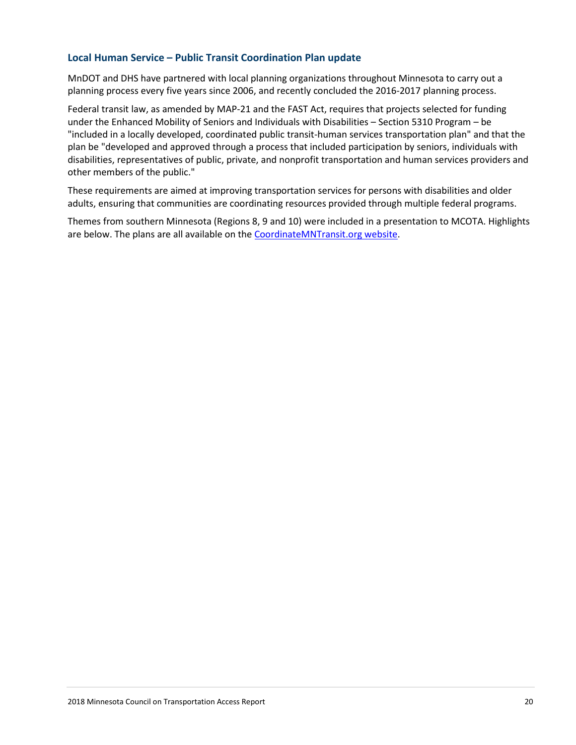### Local Human Service – Public Transit Coordination Plan update

MnDOT and DHS have partnered with local planning organizations throughout Minnesota to carry out a planning process every five years since 2006, and recently concluded the 2016-2017 planning process.

Federal transit law, as amended by MAP-21 and the FAST Act, requires that projects selected for funding under the Enhanced Mobility of Seniors and Individuals with Disabilities – Section 5310 Program – be "included in a locally developed, coordinated public transit-human services transportation plan" and that the plan be "developed and approved through a process that included participation by seniors, individuals with disabilities, representatives of public, private, and nonprofit transportation and human services providers and other members of the public."

These requirements are aimed at improving transportation services for persons with disabilities and older adults, ensuring that communities are coordinating resources provided through multiple federal programs.

Themes from southern Minnesota (Regions 8, 9 and 10) were included in a presentation to MCOTA. Highlights are below. The plans are all available on the [CoordinateMNTransit.org website](CoordinateMNTransit.org).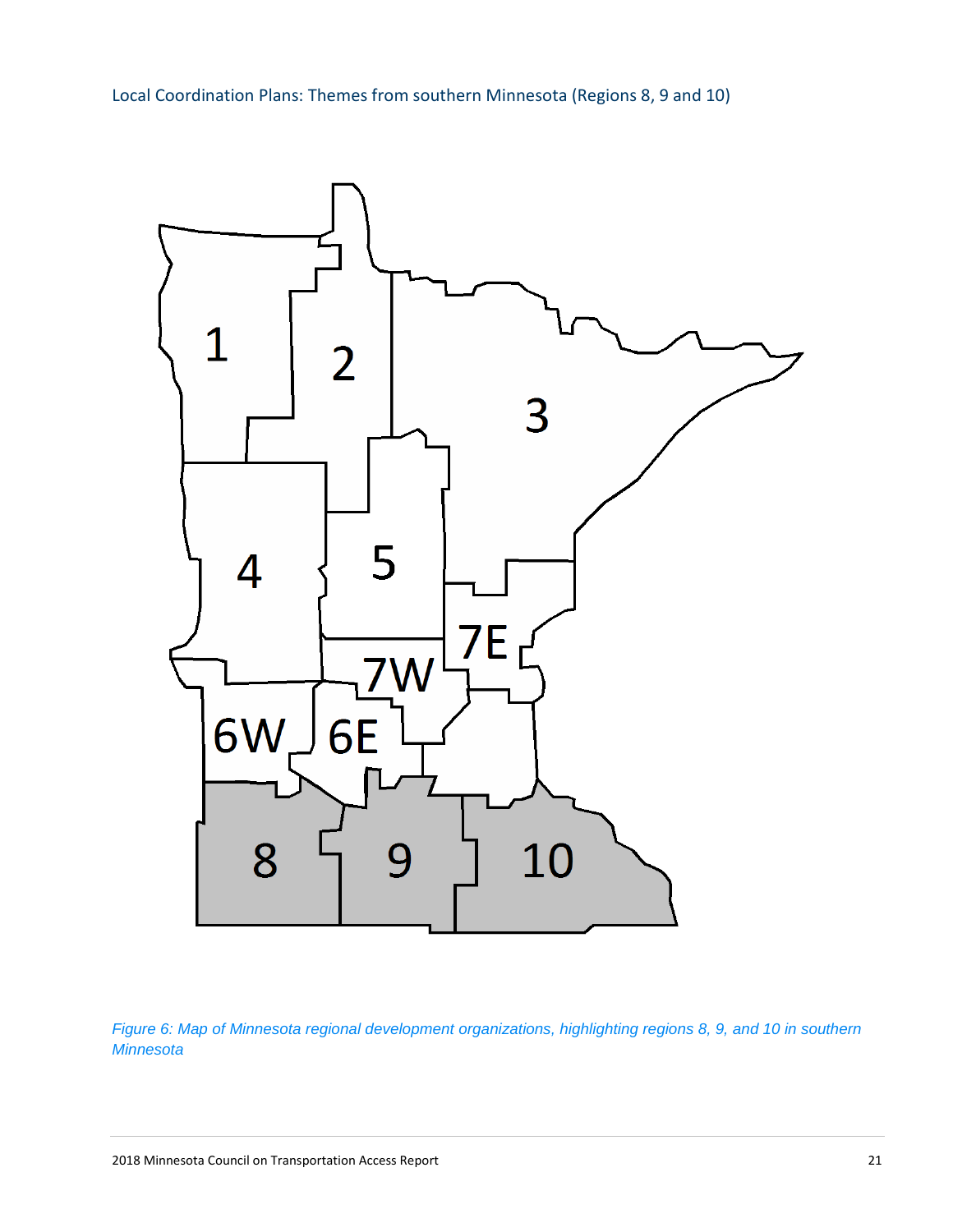## Local Coordination Plans: Themes from southern Minnesota (Regions 8, 9 and 10)

*Figure 6: Map of Minnesota regional development organizations, highlighting regions 8, 9, and 10 in southern Minnesota*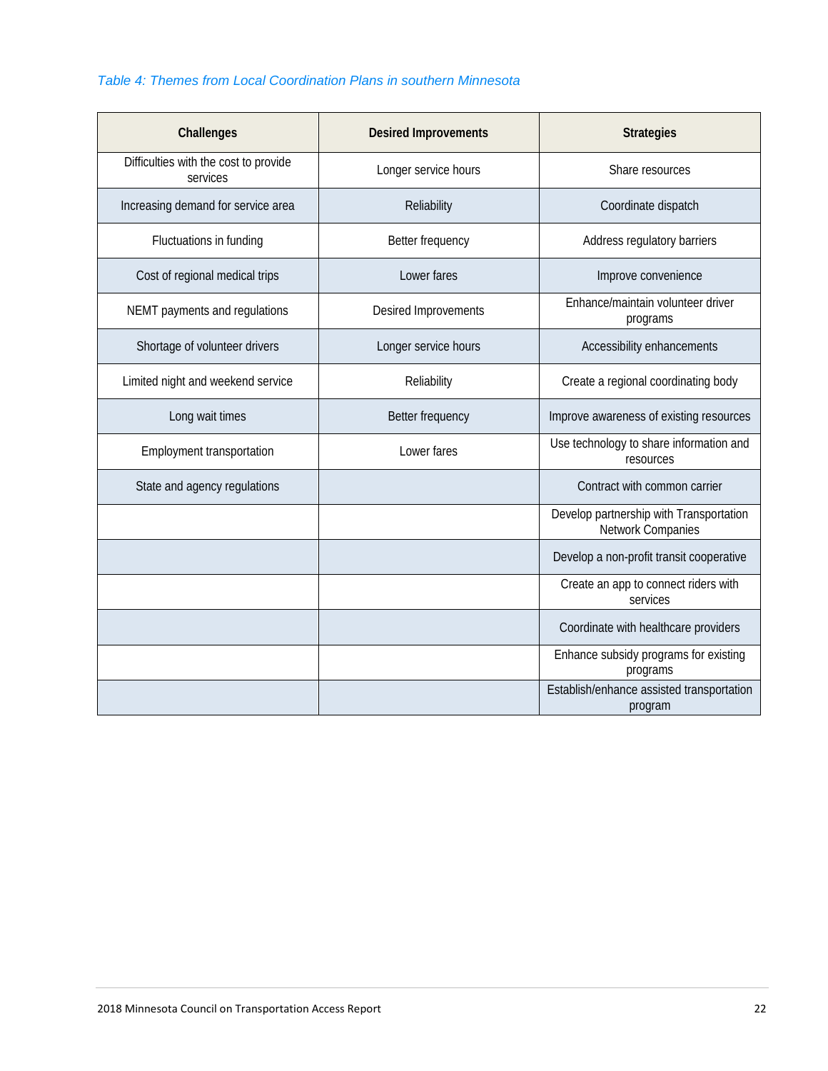*Table 4: Themes from Local Coordination Plans in southern Minnesota*

| Challenges | Desired Improvements | Strategies |
| --- | --- | --- |
| Difficulties with the cost to provide services | Longer service hours | Share resources |
| Increasing demand for service area | Reliability | Coordinate dispatch |
| Fluctuations in funding | Better frequency | Address regulatory barriers |
| Cost of regional medical trips | Lower fares | Improve convenience |
| NEMT payments and regulations | Desired Improvements | Enhance/maintain volunteer driver programs |
| Shortage of volunteer drivers | Longer service hours | Accessibility enhancements |
| Limited night and weekend service | Reliability | Create a regional coordinating body |
| Long wait times | Better frequency | Improve awareness of existing resources |
| Employment transportation | Lower fares | Use technology to share information and resources |
| State and agency regulations | | Contract with common carrier |
| | | Develop partnership with Transportation Network Companies |
| | | Develop a non-profit transit cooperative |
| | | Create an app to connect riders with services |
| | | Coordinate with healthcare providers |
| | | Enhance subsidy programs for existing programs |
| | | Establish/enhance assisted transportation program |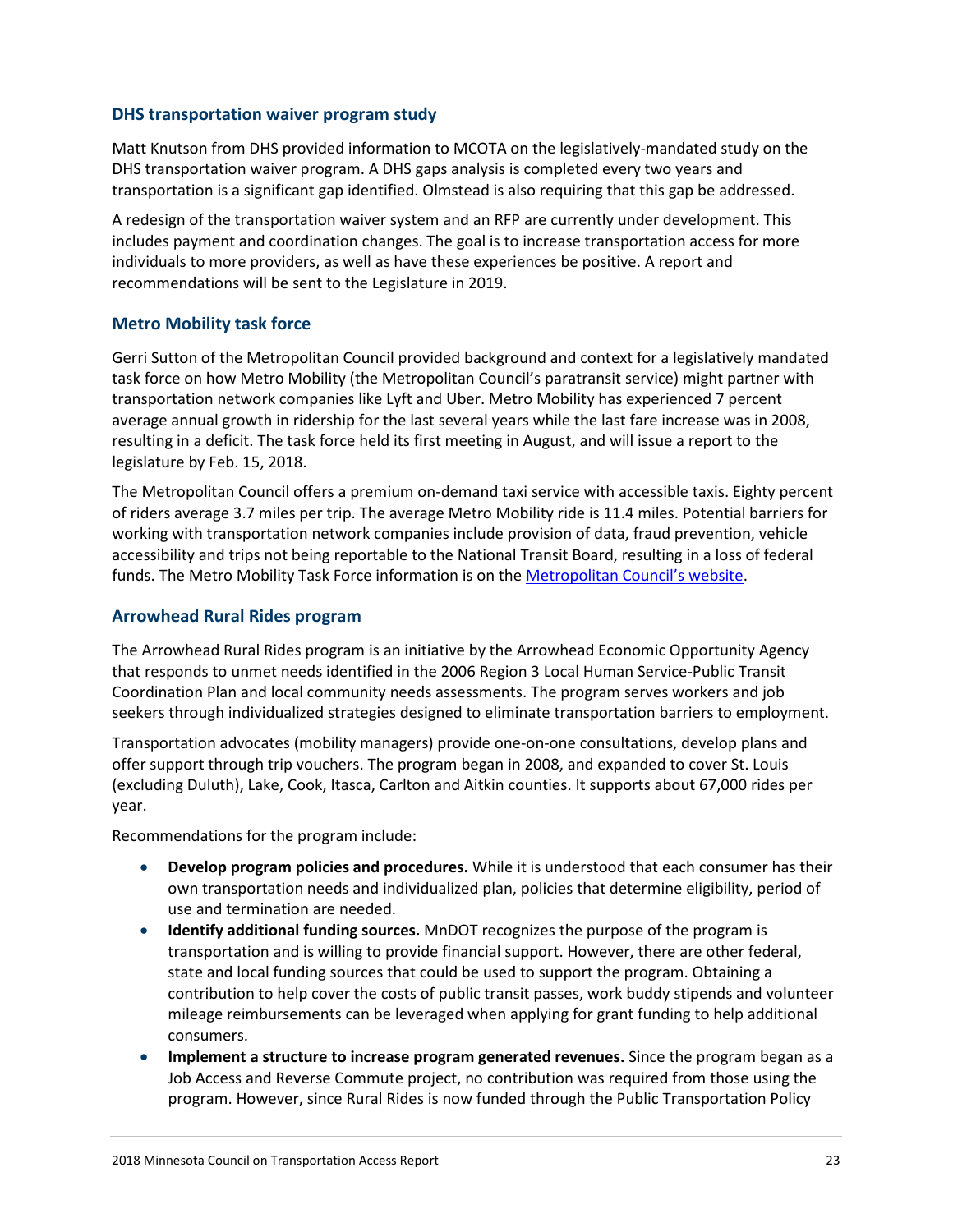### DHS transportation waiver program study

Matt Knutson from DHS provided information to MCOTA on the legislatively-mandated study on the DHS transportation waiver program. A DHS gaps analysis is completed every two years and transportation is a significant gap identified. Olmstead is also requiring that this gap be addressed.

A redesign of the transportation waiver system and an RFP are currently under development. This includes payment and coordination changes. The goal is to increase transportation access for more individuals to more providers, as well as have these experiences be positive. A report and recommendations will be sent to the Legislature in 2019.

### Metro Mobility task force

Gerri Sutton of the Metropolitan Council provided background and context for a legislatively mandated task force on how Metro Mobility (the Metropolitan Council's paratransit service) might partner with transportation network companies like Lyft and Uber. Metro Mobility has experienced 7 percent average annual growth in ridership for the last several years while the last fare increase was in 2008, resulting in a deficit. The task force held its first meeting in August, and will issue a report to the legislature by Feb. 15, 2018.

The Metropolitan Council offers a premium on-demand taxi service with accessible taxis. Eighty percent of riders average 3.7 miles per trip. The average Metro Mobility ride is 11.4 miles. Potential barriers for working with transportation network companies include provision of data, fraud prevention, vehicle accessibility and trips not being reportable to the National Transit Board, resulting in a loss of federal funds. The Metro Mobility Task Force information is on the [Metropolitan Council's website](#).

### Arrowhead Rural Rides program

The Arrowhead Rural Rides program is an initiative by the Arrowhead Economic Opportunity Agency that responds to unmet needs identified in the 2006 Region 3 Local Human Service-Public Transit Coordination Plan and local community needs assessments. The program serves workers and job seekers through individualized strategies designed to eliminate transportation barriers to employment.

Transportation advocates (mobility managers) provide one-on-one consultations, develop plans and offer support through trip vouchers. The program began in 2008, and expanded to cover St. Louis (excluding Duluth), Lake, Cook, Itasca, Carlton and Aitkin counties. It supports about 67,000 rides per year.

Recommendations for the program include:

- **Develop program policies and procedures.** While it is understood that each consumer has their own transportation needs and individualized plan, policies that determine eligibility, period of use and termination are needed.
- **Identify additional funding sources.** MnDOT recognizes the purpose of the program is transportation and is willing to provide financial support. However, there are other federal, state and local funding sources that could be used to support the program. Obtaining a contribution to help cover the costs of public transit passes, work buddy stipends and volunteer mileage reimbursements can be leveraged when applying for grant funding to help additional consumers.
- **Implement a structure to increase program generated revenues.** Since the program began as a Job Access and Reverse Commute project, no contribution was required from those using the program. However, since Rural Rides is now funded through the Public Transportation Policy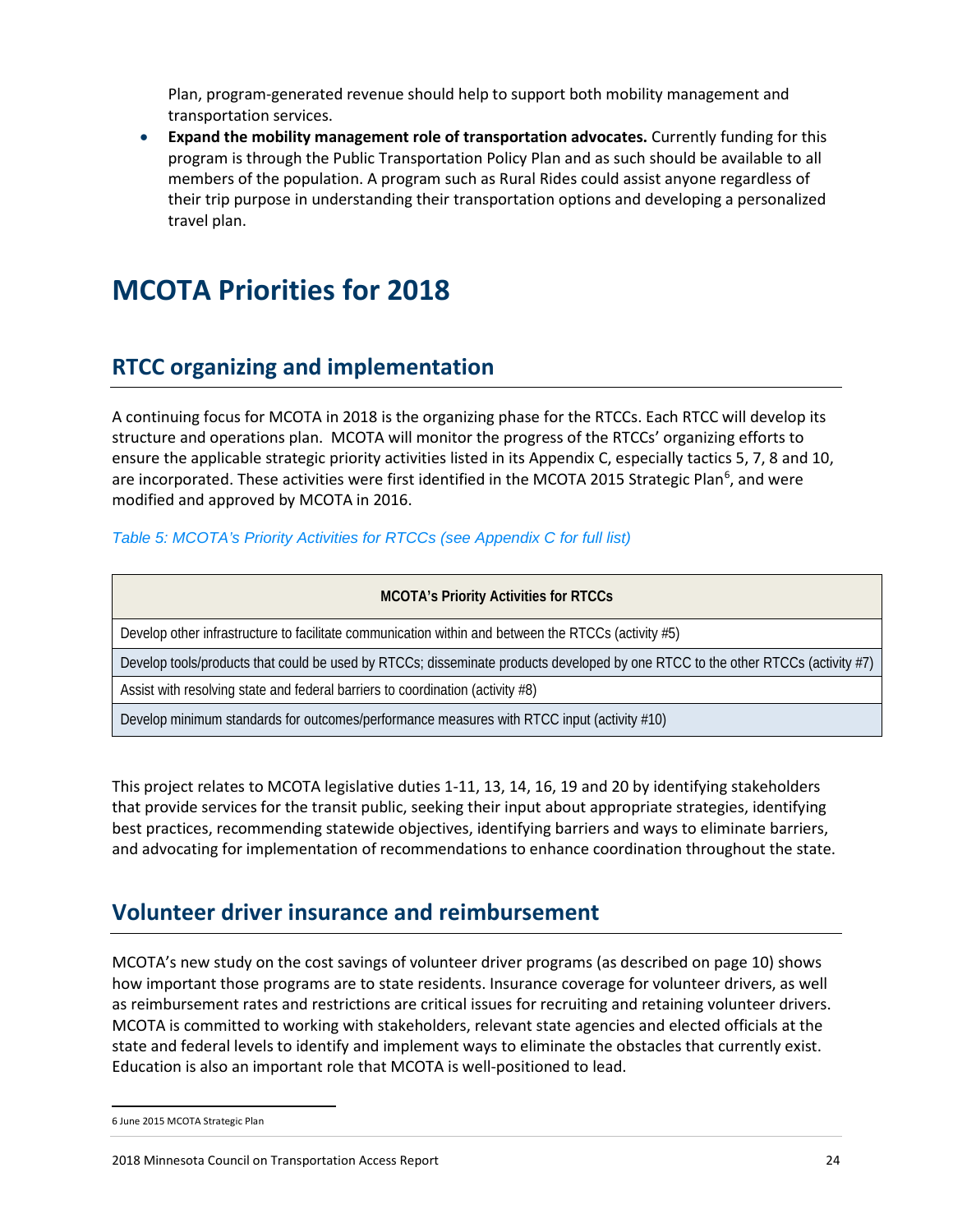Plan, program-generated revenue should help to support both mobility management and transportation services.

- **Expand the mobility management role of transportation advocates.** Currently funding for this program is through the Public Transportation Policy Plan and as such should be available to all members of the population. A program such as Rural Rides could assist anyone regardless of their trip purpose in understanding their transportation options and developing a personalized travel plan.

# MCOTA Priorities for 2018

## RTCC organizing and implementation

A continuing focus for MCOTA in 2018 is the organizing phase for the RTCCs. Each RTCC will develop its structure and operations plan. MCOTA will monitor the progress of the RTCCs' organizing efforts to ensure the applicable strategic priority activities listed in its Appendix C, especially tactics 5, 7, 8 and 10, are incorporated. These activities were first identified in the MCOTA 2015 Strategic Plan[6], and were modified and approved by MCOTA in 2016.

*Table 5: MCOTA's Priority Activities for RTCCs (see Appendix C for full list)*

| MCOTA's Priority Activities for RTCCs |
|---|
| Develop other infrastructure to facilitate communication within and between the RTCCs (activity #5) |
| Develop tools/products that could be used by RTCCs; disseminate products developed by one RTCC to the other RTCCs (activity #7) |
| Assist with resolving state and federal barriers to coordination (activity #8) |
| Develop minimum standards for outcomes/performance measures with RTCC input (activity #10) |

This project relates to MCOTA legislative duties 1-11, 13, 14, 16, 19 and 20 by identifying stakeholders that provide services for the transit public, seeking their input about appropriate strategies, identifying best practices, recommending statewide objectives, identifying barriers and ways to eliminate barriers, and advocating for implementation of recommendations to enhance coordination throughout the state.

## Volunteer driver insurance and reimbursement

MCOTA's new study on the cost savings of volunteer driver programs (as described on page 10) shows how important those programs are to state residents. Insurance coverage for volunteer drivers, as well as reimbursement rates and restrictions are critical issues for recruiting and retaining volunteer drivers. MCOTA is committed to working with stakeholders, relevant state agencies and elected officials at the state and federal levels to identify and implement ways to eliminate the obstacles that currently exist. Education is also an important role that MCOTA is well-positioned to lead.

---

6 June 2015 MCOTA Strategic Plan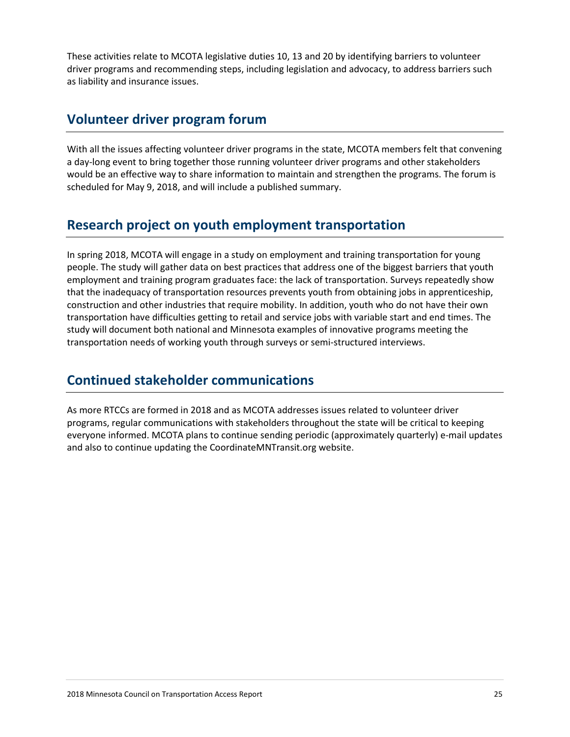These activities relate to MCOTA legislative duties 10, 13 and 20 by identifying barriers to volunteer driver programs and recommending steps, including legislation and advocacy, to address barriers such as liability and insurance issues.

## Volunteer driver program forum

With all the issues affecting volunteer driver programs in the state, MCOTA members felt that convening a day-long event to bring together those running volunteer driver programs and other stakeholders would be an effective way to share information to maintain and strengthen the programs. The forum is scheduled for May 9, 2018, and will include a published summary.

## Research project on youth employment transportation

In spring 2018, MCOTA will engage in a study on employment and training transportation for young people. The study will gather data on best practices that address one of the biggest barriers that youth employment and training program graduates face: the lack of transportation. Surveys repeatedly show that the inadequacy of transportation resources prevents youth from obtaining jobs in apprenticeship, construction and other industries that require mobility. In addition, youth who do not have their own transportation have difficulties getting to retail and service jobs with variable start and end times. The study will document both national and Minnesota examples of innovative programs meeting the transportation needs of working youth through surveys or semi-structured interviews.

## Continued stakeholder communications

As more RTCCs are formed in 2018 and as MCOTA addresses issues related to volunteer driver programs, regular communications with stakeholders throughout the state will be critical to keeping everyone informed. MCOTA plans to continue sending periodic (approximately quarterly) e-mail updates and also to continue updating the CoordinateMNTransit.org website.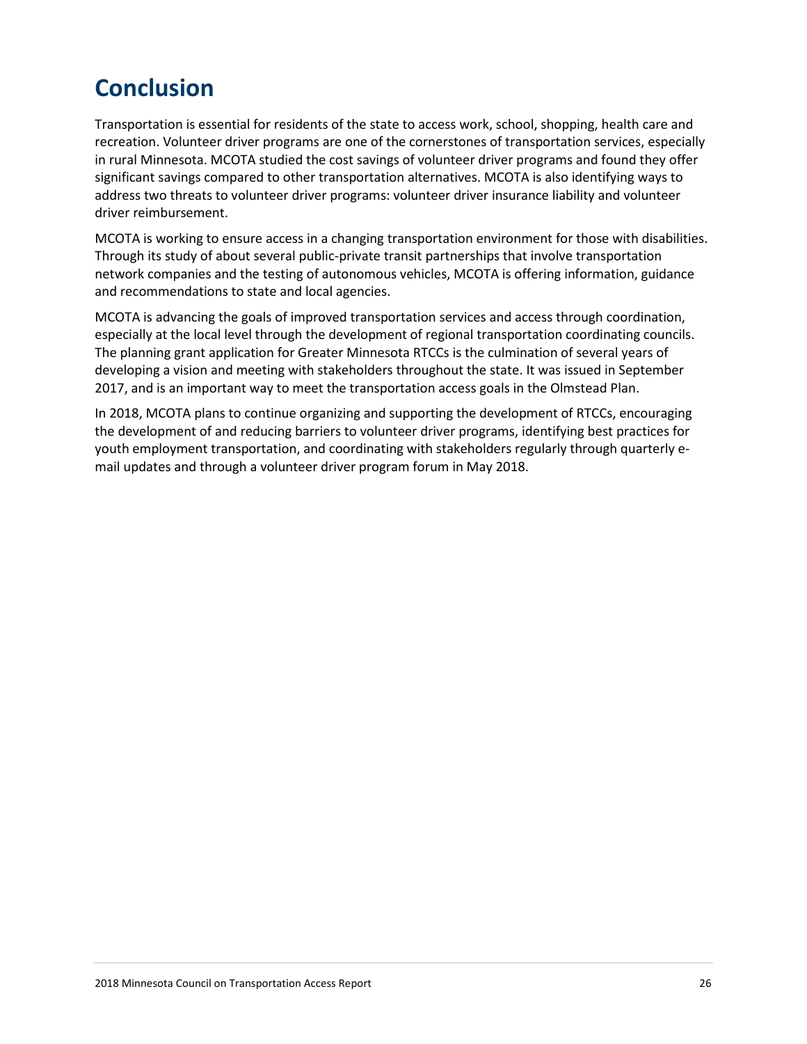# Conclusion

Transportation is essential for residents of the state to access work, school, shopping, health care and recreation. Volunteer driver programs are one of the cornerstones of transportation services, especially in rural Minnesota. MCOTA studied the cost savings of volunteer driver programs and found they offer significant savings compared to other transportation alternatives. MCOTA is also identifying ways to address two threats to volunteer driver programs: volunteer driver insurance liability and volunteer driver reimbursement.

MCOTA is working to ensure access in a changing transportation environment for those with disabilities. Through its study of about several public-private transit partnerships that involve transportation network companies and the testing of autonomous vehicles, MCOTA is offering information, guidance and recommendations to state and local agencies.

MCOTA is advancing the goals of improved transportation services and access through coordination, especially at the local level through the development of regional transportation coordinating councils. The planning grant application for Greater Minnesota RTCCs is the culmination of several years of developing a vision and meeting with stakeholders throughout the state. It was issued in September 2017, and is an important way to meet the transportation access goals in the Olmstead Plan.

In 2018, MCOTA plans to continue organizing and supporting the development of RTCCs, encouraging the development of and reducing barriers to volunteer driver programs, identifying best practices for youth employment transportation, and coordinating with stakeholders regularly through quarterly e-mail updates and through a volunteer driver program forum in May 2018.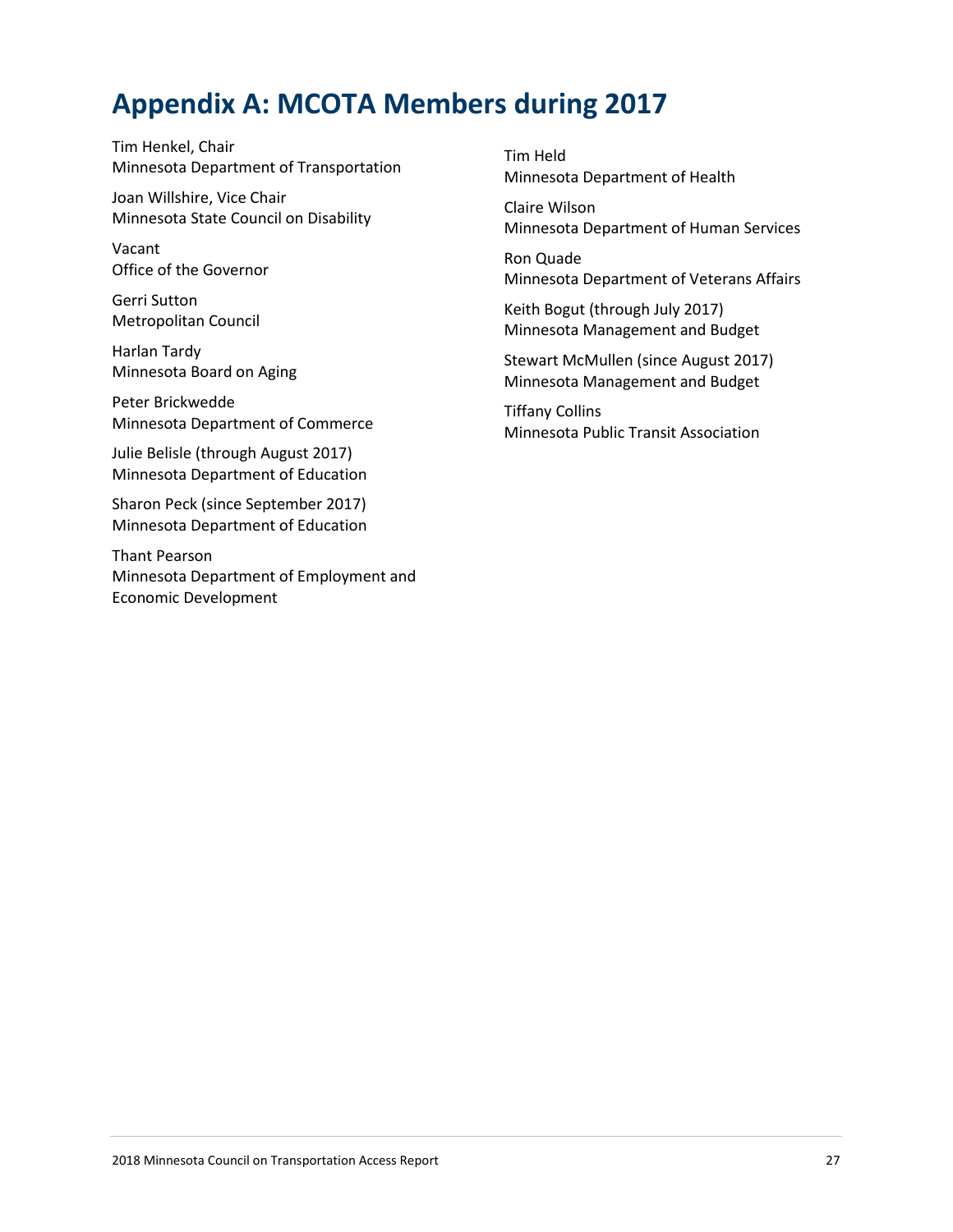# Appendix A: MCOTA Members during 2017

Tim Henkel, Chair
Minnesota Department of Transportation

Joan Willshire, Vice Chair
Minnesota State Council on Disability

Vacant
Office of the Governor

Gerri Sutton
Metropolitan Council

Harlan Tardy
Minnesota Board on Aging

Peter Brickwedde
Minnesota Department of Commerce

Julie Belisle (through August 2017)
Minnesota Department of Education

Sharon Peck (since September 2017)
Minnesota Department of Education

Thant Pearson
Minnesota Department of Employment and Economic Development

Tim Held
Minnesota Department of Health

Claire Wilson
Minnesota Department of Human Services

Ron Quade
Minnesota Department of Veterans Affairs

Keith Bogut (through July 2017)
Minnesota Management and Budget

Stewart McMullen (since August 2017)
Minnesota Management and Budget

Tiffany Collins
Minnesota Public Transit Association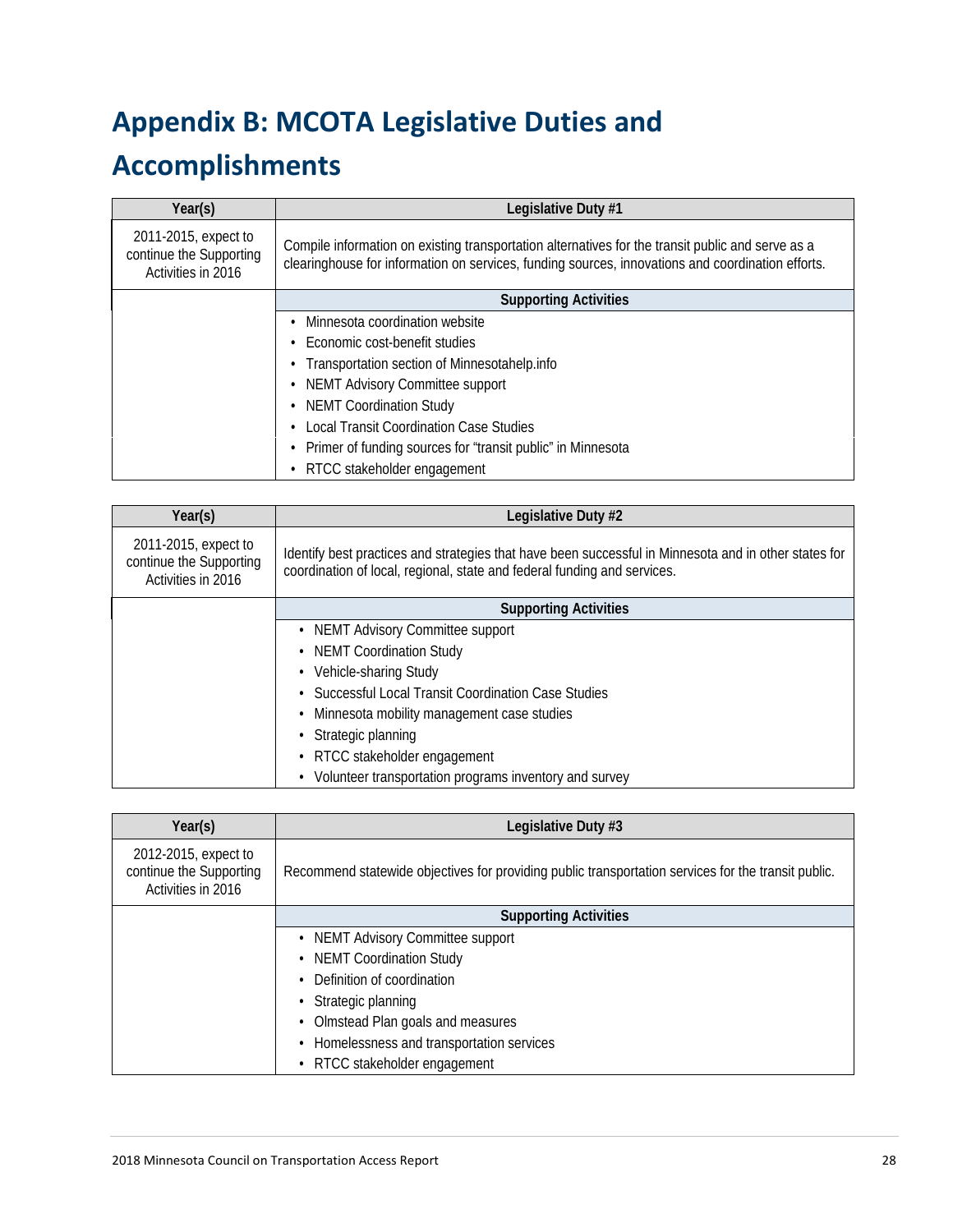# Appendix B: MCOTA Legislative Duties and Accomplishments

| Year(s) | Legislative Duty #1 |
|---|---|
| 2011-2015, expect to continue the Supporting Activities in 2016 | Compile information on existing transportation alternatives for the transit public and serve as a clearinghouse for information on services, funding sources, innovations and coordination efforts. |
| | **Supporting Activities** |
| | • Minnesota coordination website<br>• Economic cost-benefit studies<br>• Transportation section of Minnesotahelp.info<br>• NEMT Advisory Committee support<br>• NEMT Coordination Study<br>• Local Transit Coordination Case Studies<br>• Primer of funding sources for "transit public" in Minnesota<br>• RTCC stakeholder engagement |

| Year(s) | Legislative Duty #2 |
|---|---|
| 2011-2015, expect to continue the Supporting Activities in 2016 | Identify best practices and strategies that have been successful in Minnesota and in other states for coordination of local, regional, state and federal funding and services. |
| | **Supporting Activities** |
| | • NEMT Advisory Committee support<br>• NEMT Coordination Study<br>• Vehicle-sharing Study<br>• Successful Local Transit Coordination Case Studies<br>• Minnesota mobility management case studies<br>• Strategic planning<br>• RTCC stakeholder engagement<br>• Volunteer transportation programs inventory and survey |

| Year(s) | Legislative Duty #3 |
|---|---|
| 2012-2015, expect to continue the Supporting Activities in 2016 | Recommend statewide objectives for providing public transportation services for the transit public. |
| | **Supporting Activities** |
| | • NEMT Advisory Committee support<br>• NEMT Coordination Study<br>• Definition of coordination<br>• Strategic planning<br>• Olmstead Plan goals and measures<br>• Homelessness and transportation services<br>• RTCC stakeholder engagement |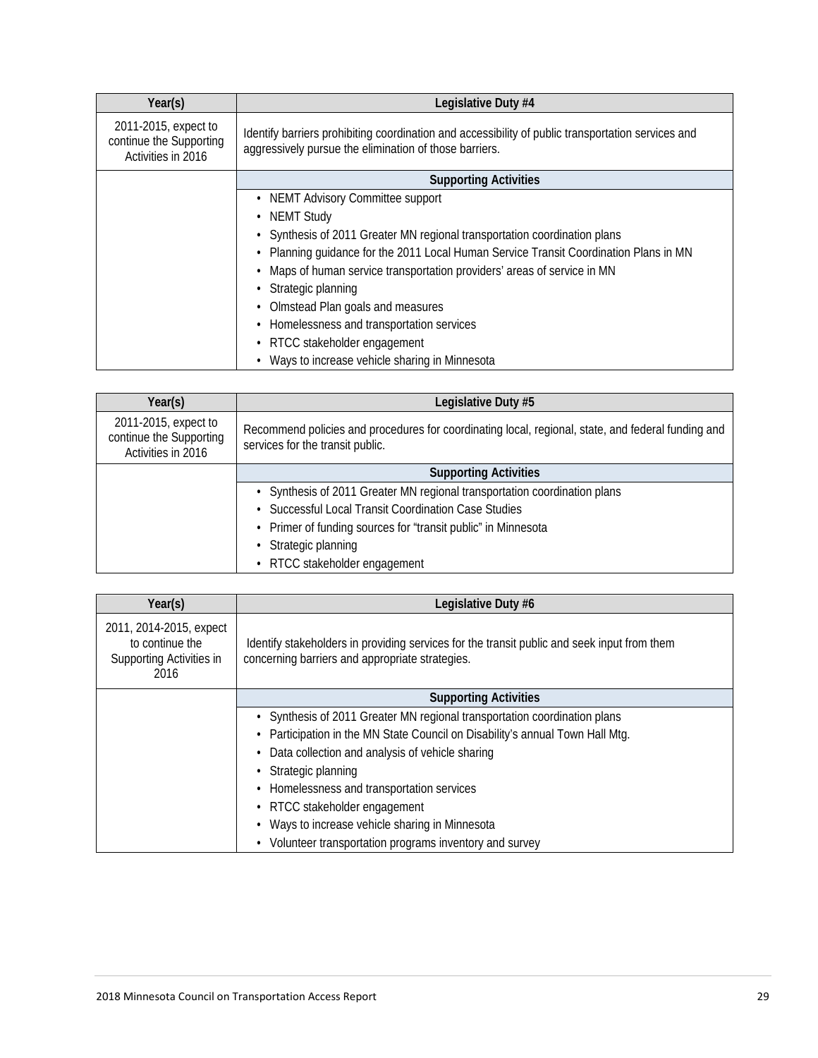| Year(s) | Legislative Duty #4 |
| --- | --- |
| 2011-2015, expect to continue the Supporting Activities in 2016 | Identify barriers prohibiting coordination and accessibility of public transportation services and aggressively pursue the elimination of those barriers. |
| | **Supporting Activities** |
| | • NEMT Advisory Committee support<br>• NEMT Study<br>• Synthesis of 2011 Greater MN regional transportation coordination plans<br>• Planning guidance for the 2011 Local Human Service Transit Coordination Plans in MN<br>• Maps of human service transportation providers' areas of service in MN<br>• Strategic planning<br>• Olmstead Plan goals and measures<br>• Homelessness and transportation services<br>• RTCC stakeholder engagement<br>• Ways to increase vehicle sharing in Minnesota |

| Year(s) | Legislative Duty #5 |
| --- | --- |
| 2011-2015, expect to continue the Supporting Activities in 2016 | Recommend policies and procedures for coordinating local, regional, state, and federal funding and services for the transit public. |
| | **Supporting Activities** |
| | • Synthesis of 2011 Greater MN regional transportation coordination plans<br>• Successful Local Transit Coordination Case Studies<br>• Primer of funding sources for "transit public" in Minnesota<br>• Strategic planning<br>• RTCC stakeholder engagement |

| Year(s) | Legislative Duty #6 |
| --- | --- |
| 2011, 2014-2015, expect to continue the Supporting Activities in 2016 | Identify stakeholders in providing services for the transit public and seek input from them concerning barriers and appropriate strategies. |
| | **Supporting Activities** |
| | • Synthesis of 2011 Greater MN regional transportation coordination plans<br>• Participation in the MN State Council on Disability's annual Town Hall Mtg.<br>• Data collection and analysis of vehicle sharing<br>• Strategic planning<br>• Homelessness and transportation services<br>• RTCC stakeholder engagement<br>• Ways to increase vehicle sharing in Minnesota<br>• Volunteer transportation programs inventory and survey |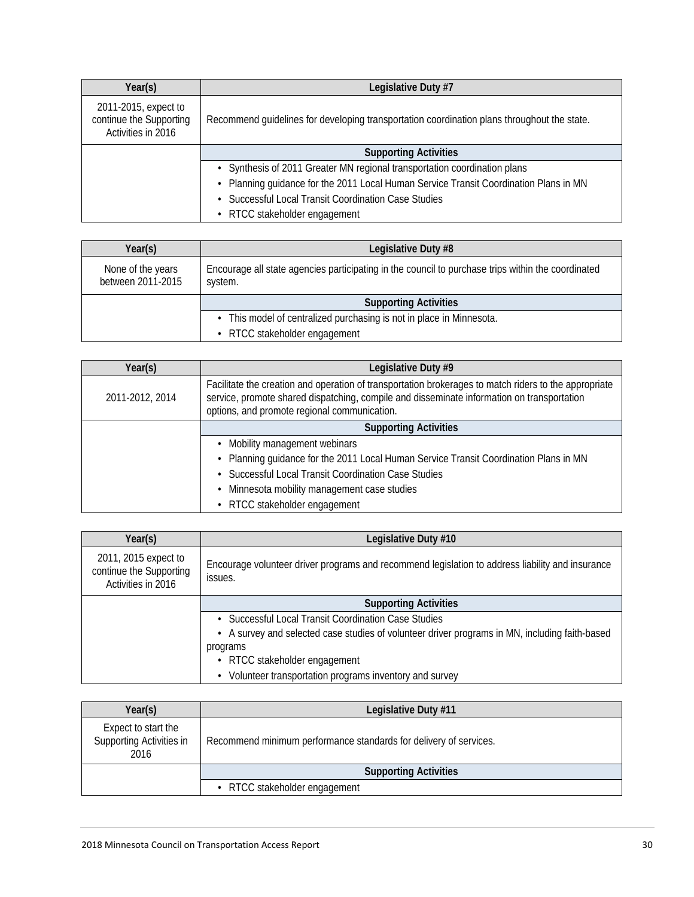| Year(s) | Legislative Duty #7 |
|---|---|
| 2011-2015, expect to continue the Supporting Activities in 2016 | Recommend guidelines for developing transportation coordination plans throughout the state. |
| | **Supporting Activities** |
| | • Synthesis of 2011 Greater MN regional transportation coordination plans<br>• Planning guidance for the 2011 Local Human Service Transit Coordination Plans in MN<br>• Successful Local Transit Coordination Case Studies<br>• RTCC stakeholder engagement |

| Year(s) | Legislative Duty #8 |
|---|---|
| None of the years between 2011-2015 | Encourage all state agencies participating in the council to purchase trips within the coordinated system. |
| | **Supporting Activities** |
| | • This model of centralized purchasing is not in place in Minnesota.<br>• RTCC stakeholder engagement |

| Year(s) | Legislative Duty #9 |
|---|---|
| 2011-2012, 2014 | Facilitate the creation and operation of transportation brokerages to match riders to the appropriate service, promote shared dispatching, compile and disseminate information on transportation options, and promote regional communication. |
| | **Supporting Activities** |
| | • Mobility management webinars<br>• Planning guidance for the 2011 Local Human Service Transit Coordination Plans in MN<br>• Successful Local Transit Coordination Case Studies<br>• Minnesota mobility management case studies<br>• RTCC stakeholder engagement |

| Year(s) | Legislative Duty #10 |
|---|---|
| 2011, 2015 expect to continue the Supporting Activities in 2016 | Encourage volunteer driver programs and recommend legislation to address liability and insurance issues. |
| | **Supporting Activities** |
| | • Successful Local Transit Coordination Case Studies<br>• A survey and selected case studies of volunteer driver programs in MN, including faith-based programs<br>• RTCC stakeholder engagement<br>• Volunteer transportation programs inventory and survey |

| Year(s) | Legislative Duty #11 |
|---|---|
| Expect to start the Supporting Activities in 2016 | Recommend minimum performance standards for delivery of services. |
| | **Supporting Activities** |
| | • RTCC stakeholder engagement |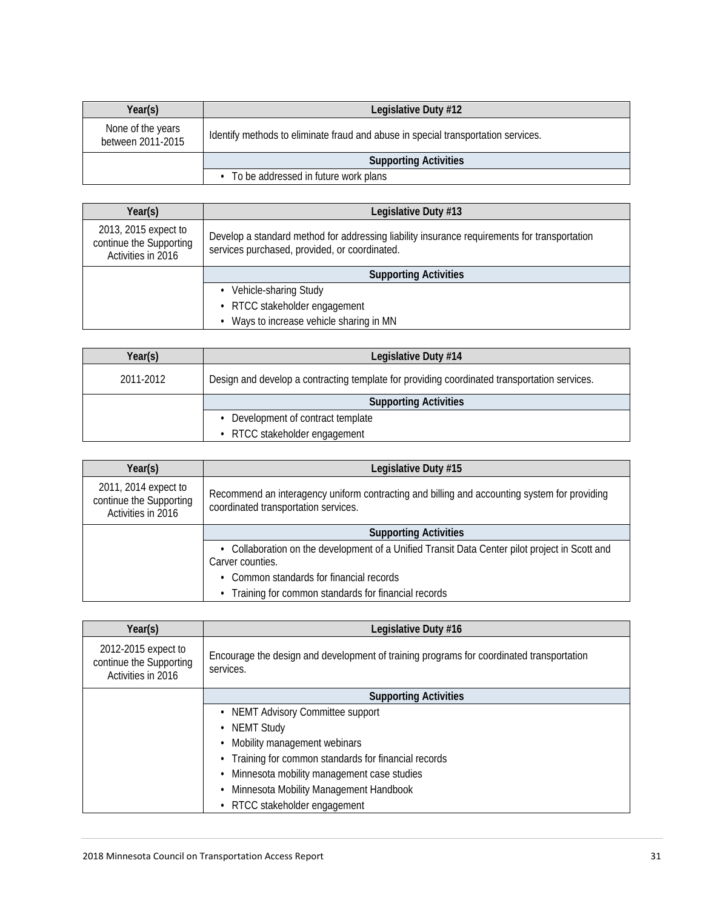| Year(s) | Legislative Duty #12 |
| --- | --- |
| None of the years between 2011-2015 | Identify methods to eliminate fraud and abuse in special transportation services. |
| | **Supporting Activities** |
| | • To be addressed in future work plans |

| Year(s) | Legislative Duty #13 |
| --- | --- |
| 2013, 2015 expect to continue the Supporting Activities in 2016 | Develop a standard method for addressing liability insurance requirements for transportation services purchased, provided, or coordinated. |
| | **Supporting Activities** |
| | • Vehicle-sharing Study<br>• RTCC stakeholder engagement<br>• Ways to increase vehicle sharing in MN |

| Year(s) | Legislative Duty #14 |
| --- | --- |
| 2011-2012 | Design and develop a contracting template for providing coordinated transportation services. |
| | **Supporting Activities** |
| | • Development of contract template<br>• RTCC stakeholder engagement |

| Year(s) | Legislative Duty #15 |
| --- | --- |
| 2011, 2014 expect to continue the Supporting Activities in 2016 | Recommend an interagency uniform contracting and billing and accounting system for providing coordinated transportation services. |
| | **Supporting Activities** |
| | • Collaboration on the development of a Unified Transit Data Center pilot project in Scott and Carver counties.<br>• Common standards for financial records<br>• Training for common standards for financial records |

| Year(s) | Legislative Duty #16 |
| --- | --- |
| 2012-2015 expect to continue the Supporting Activities in 2016 | Encourage the design and development of training programs for coordinated transportation services. |
| | **Supporting Activities** |
| | • NEMT Advisory Committee support<br>• NEMT Study<br>• Mobility management webinars<br>• Training for common standards for financial records<br>• Minnesota mobility management case studies<br>• Minnesota Mobility Management Handbook<br>• RTCC stakeholder engagement |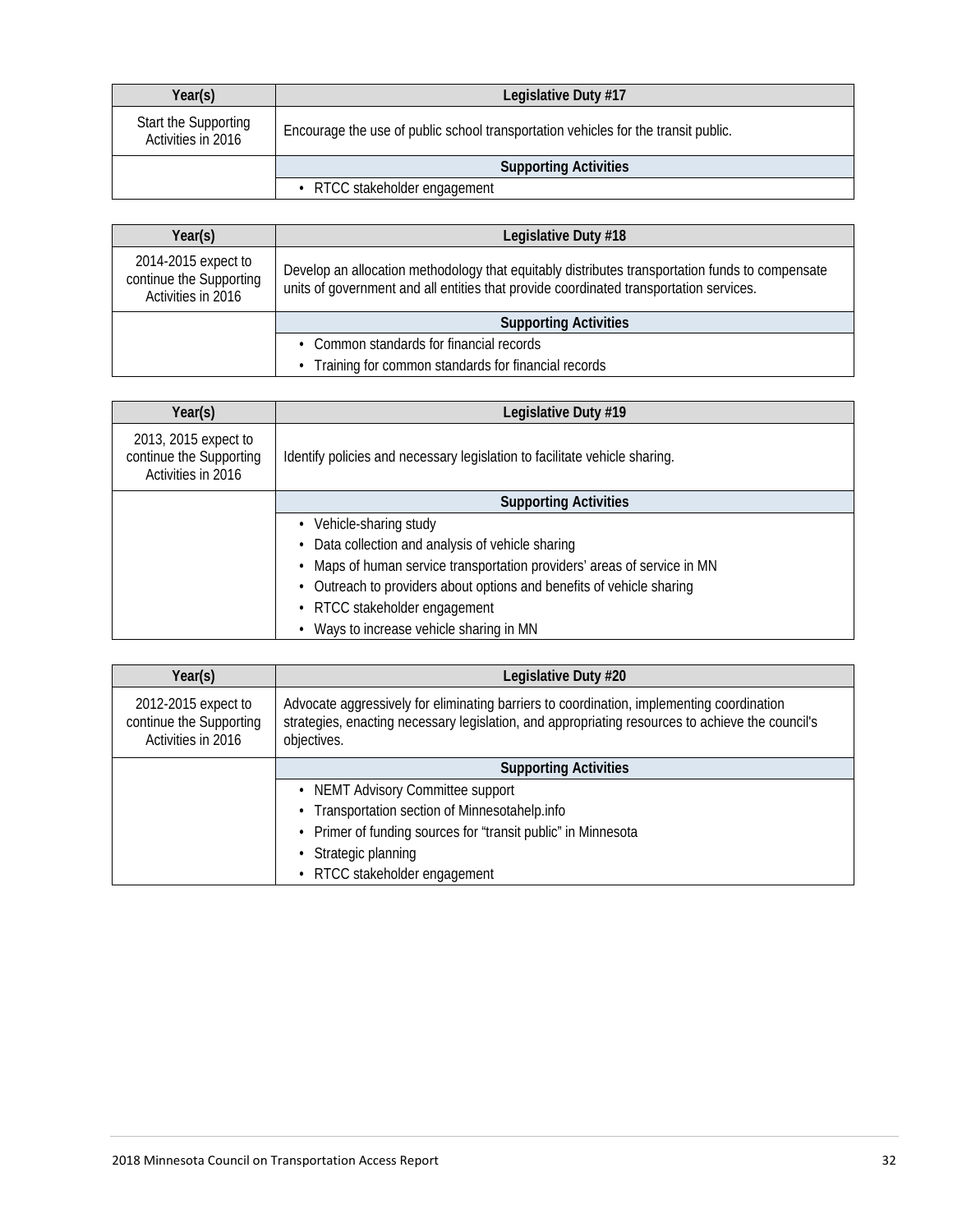| Year(s) | Legislative Duty #17 |
| --- | --- |
| Start the Supporting Activities in 2016 | Encourage the use of public school transportation vehicles for the transit public. |
| | **Supporting Activities** |
| | • RTCC stakeholder engagement |

| Year(s) | Legislative Duty #18 |
| --- | --- |
| 2014-2015 expect to continue the Supporting Activities in 2016 | Develop an allocation methodology that equitably distributes transportation funds to compensate units of government and all entities that provide coordinated transportation services. |
| | **Supporting Activities** |
| | • Common standards for financial records<br>• Training for common standards for financial records |

| Year(s) | Legislative Duty #19 |
| --- | --- |
| 2013, 2015 expect to continue the Supporting Activities in 2016 | Identify policies and necessary legislation to facilitate vehicle sharing. |
| | **Supporting Activities** |
| | • Vehicle-sharing study<br>• Data collection and analysis of vehicle sharing<br>• Maps of human service transportation providers' areas of service in MN<br>• Outreach to providers about options and benefits of vehicle sharing<br>• RTCC stakeholder engagement<br>• Ways to increase vehicle sharing in MN |

| Year(s) | Legislative Duty #20 |
| --- | --- |
| 2012-2015 expect to continue the Supporting Activities in 2016 | Advocate aggressively for eliminating barriers to coordination, implementing coordination strategies, enacting necessary legislation, and appropriating resources to achieve the council's objectives. |
| | **Supporting Activities** |
| | • NEMT Advisory Committee support<br>• Transportation section of Minnesotahelp.info<br>• Primer of funding sources for "transit public" in Minnesota<br>• Strategic planning<br>• RTCC stakeholder engagement |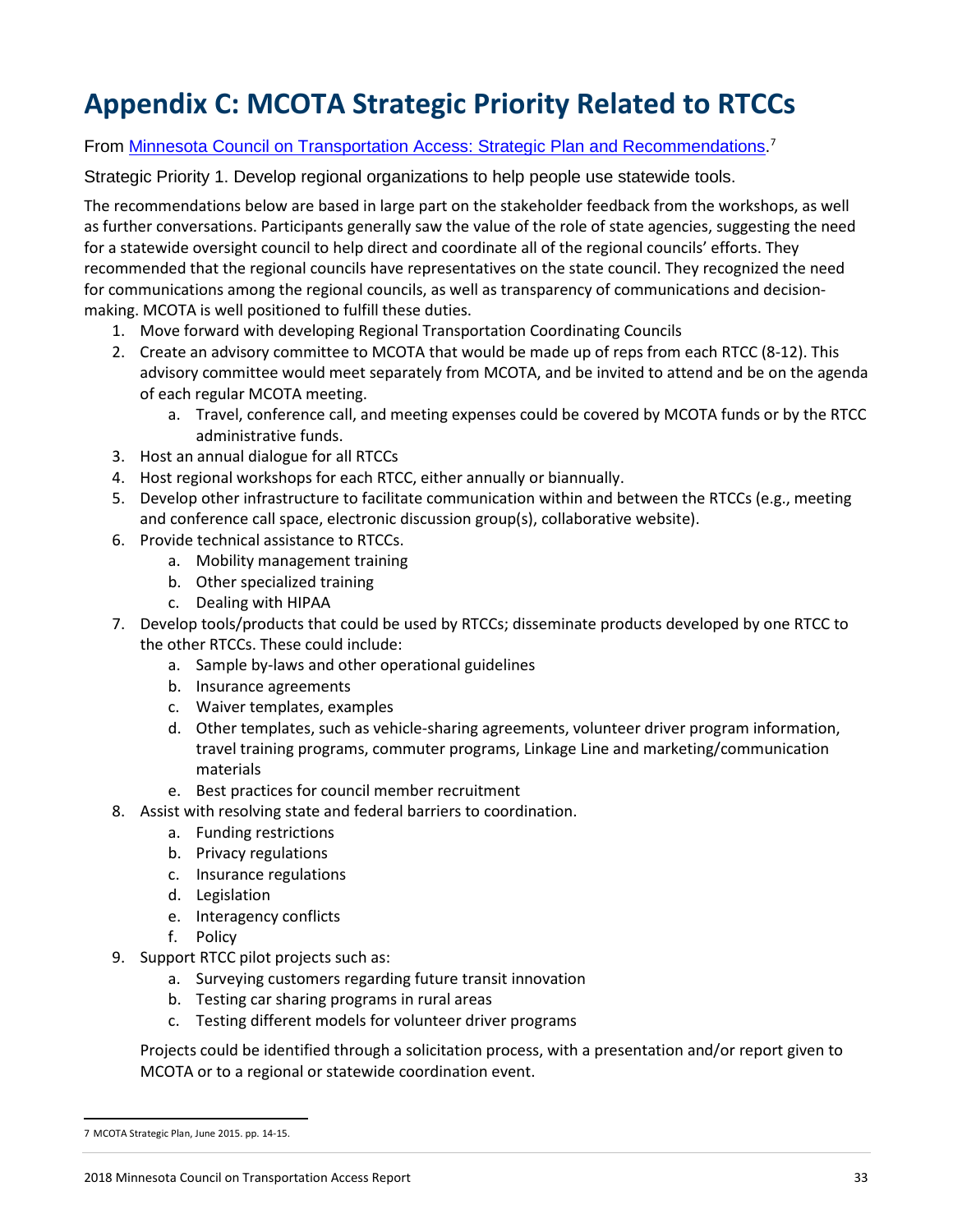# Appendix C: MCOTA Strategic Priority Related to RTCCs

From [Minnesota Council on Transportation Access: Strategic Plan and Recommendations](#).[7]

Strategic Priority 1. Develop regional organizations to help people use statewide tools.

The recommendations below are based in large part on the stakeholder feedback from the workshops, as well as further conversations. Participants generally saw the value of the role of state agencies, suggesting the need for a statewide oversight council to help direct and coordinate all of the regional councils' efforts. They recommended that the regional councils have representatives on the state council. They recognized the need for communications among the regional councils, as well as transparency of communications and decision-making. MCOTA is well positioned to fulfill these duties.

1. Move forward with developing Regional Transportation Coordinating Councils
2. Create an advisory committee to MCOTA that would be made up of reps from each RTCC (8-12). This advisory committee would meet separately from MCOTA, and be invited to attend and be on the agenda of each regular MCOTA meeting.
   a. Travel, conference call, and meeting expenses could be covered by MCOTA funds or by the RTCC administrative funds.
3. Host an annual dialogue for all RTCCs
4. Host regional workshops for each RTCC, either annually or biannually.
5. Develop other infrastructure to facilitate communication within and between the RTCCs (e.g., meeting and conference call space, electronic discussion group(s), collaborative website).
6. Provide technical assistance to RTCCs.
   a. Mobility management training
   b. Other specialized training
   c. Dealing with HIPAA
7. Develop tools/products that could be used by RTCCs; disseminate products developed by one RTCC to the other RTCCs. These could include:
   a. Sample by-laws and other operational guidelines
   b. Insurance agreements
   c. Waiver templates, examples
   d. Other templates, such as vehicle-sharing agreements, volunteer driver program information, travel training programs, commuter programs, Linkage Line and marketing/communication materials
   e. Best practices for council member recruitment
8. Assist with resolving state and federal barriers to coordination.
   a. Funding restrictions
   b. Privacy regulations
   c. Insurance regulations
   d. Legislation
   e. Interagency conflicts
   f. Policy
9. Support RTCC pilot projects such as:
   a. Surveying customers regarding future transit innovation
   b. Testing car sharing programs in rural areas
   c. Testing different models for volunteer driver programs

   Projects could be identified through a solicitation process, with a presentation and/or report given to MCOTA or to a regional or statewide coordination event.

---

[7] MCOTA Strategic Plan, June 2015. pp. 14-15.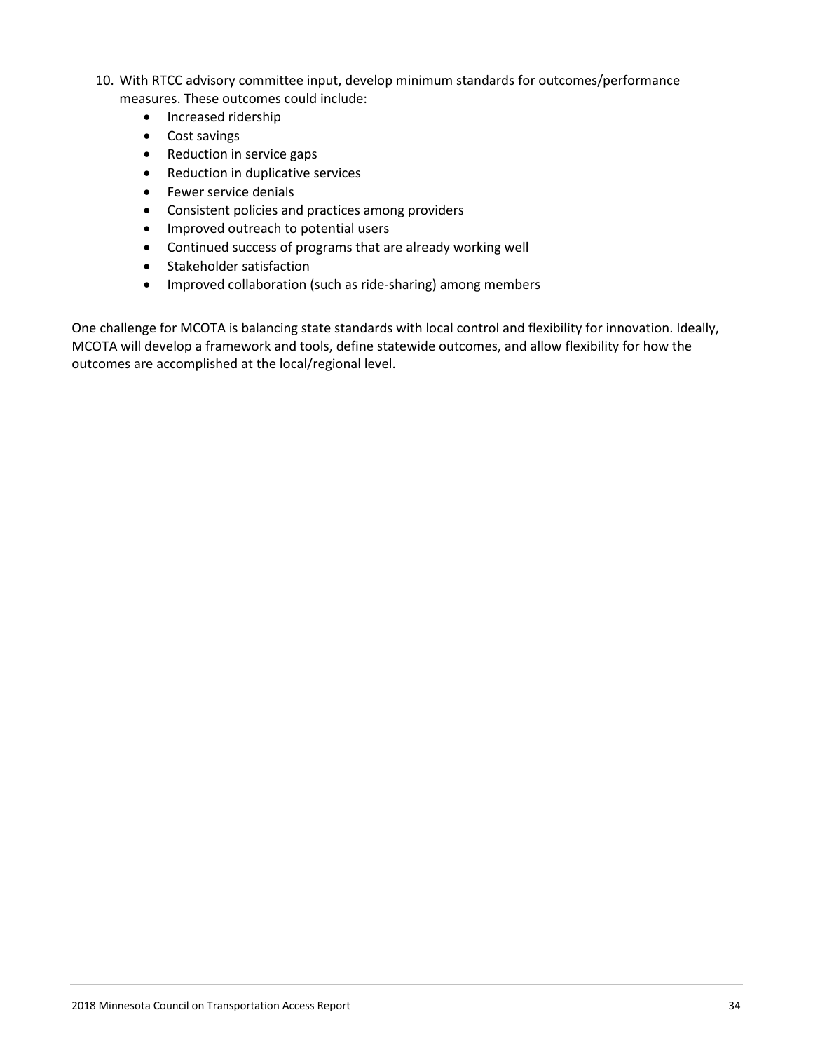10. With RTCC advisory committee input, develop minimum standards for outcomes/performance measures. These outcomes could include:
    - Increased ridership
    - Cost savings
    - Reduction in service gaps
    - Reduction in duplicative services
    - Fewer service denials
    - Consistent policies and practices among providers
    - Improved outreach to potential users
    - Continued success of programs that are already working well
    - Stakeholder satisfaction
    - Improved collaboration (such as ride-sharing) among members

One challenge for MCOTA is balancing state standards with local control and flexibility for innovation. Ideally, MCOTA will develop a framework and tools, define statewide outcomes, and allow flexibility for how the outcomes are accomplished at the local/regional level.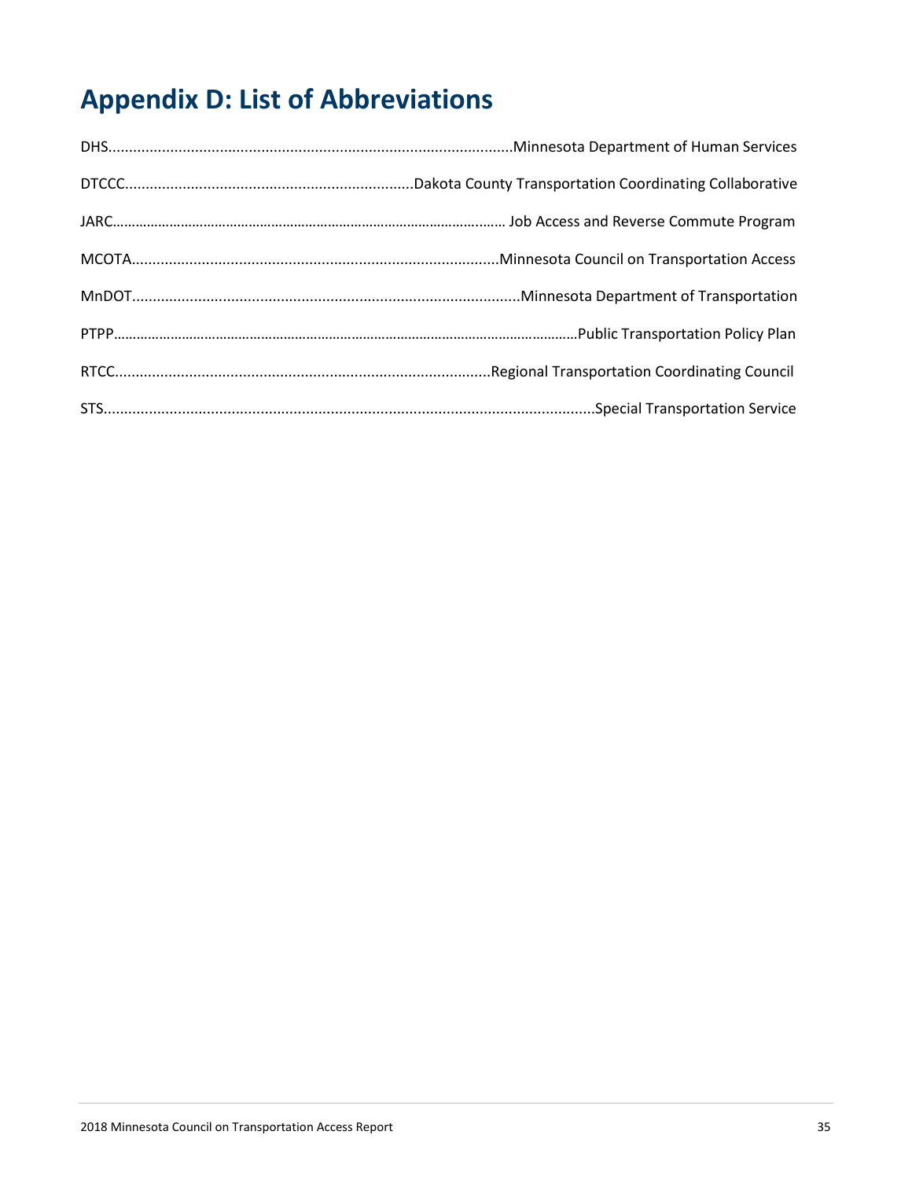# Appendix D: List of Abbreviations

DHS.................................................................................................Minnesota Department of Human Services

DTCCC......................................................................Dakota County Transportation Coordinating Collaborative

JARC………………………………………………………………………………………..…… Job Access and Reverse Commute Program

MCOTA........................................................................................Minnesota Council on Transportation Access

MnDOT.............................................................................................Minnesota Department of Transportation

PTPP………………………………………………………………………………………………………………Public Transportation Policy Plan

RTCC..........................................................................................Regional Transportation Coordinating Council

STS.......................................................................................................................Special Transportation Service